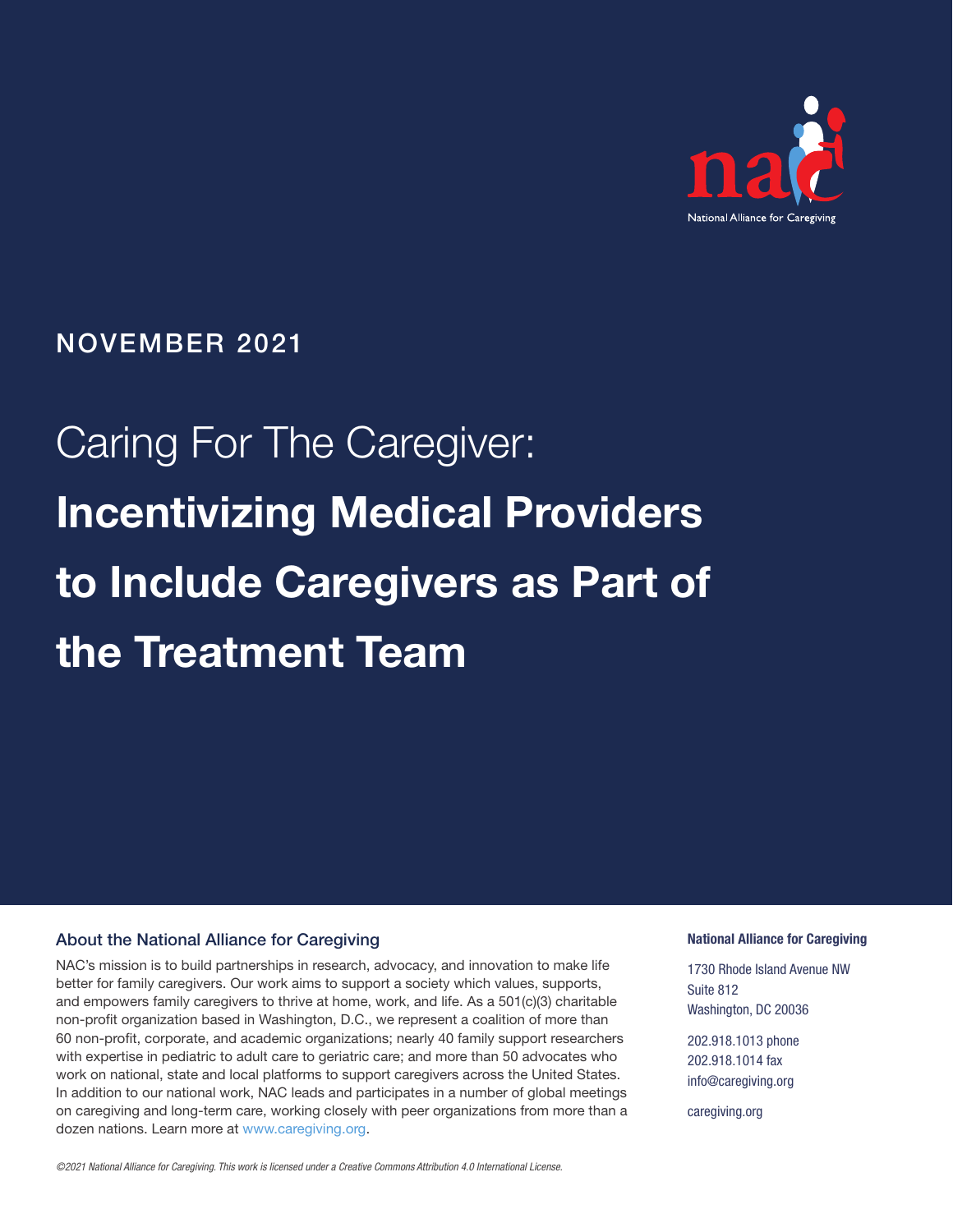National Alliance for Caregiving

NOVEMBER 2021

# Caring For The Caregiver: **Incentivizing Medical Providers to Include Caregivers as Part of the Treatment Team**

## About the National Alliance for Caregiving

NAC's mission is to build partnerships in research, advocacy, and innovation to make life better for family caregivers. Our work aims to support a society which values, supports, and empowers family caregivers to thrive at home, work, and life. As a 501(c)(3) charitable non-profit organization based in Washington, D.C., we represent a coalition of more than 60 non-profit, corporate, and academic organizations; nearly 40 family support researchers with expertise in pediatric to adult care to geriatric care; and more than 50 advocates who work on national, state and local platforms to support caregivers across the United States. In addition to our national work, NAC leads and participates in a number of global meetings on caregiving and long-term care, working closely with peer organizations from more than a dozen nations. Learn more at www.caregiving.org.

**National Alliance for Caregiving**

1730 Rhode Island Avenue NW
Suite 812
Washington, DC 20036

202.918.1013 phone
202.918.1014 fax
info@caregiving.org

caregiving.org

*©2021 National Alliance for Caregiving. This work is licensed under a Creative Commons Attribution 4.0 International License.*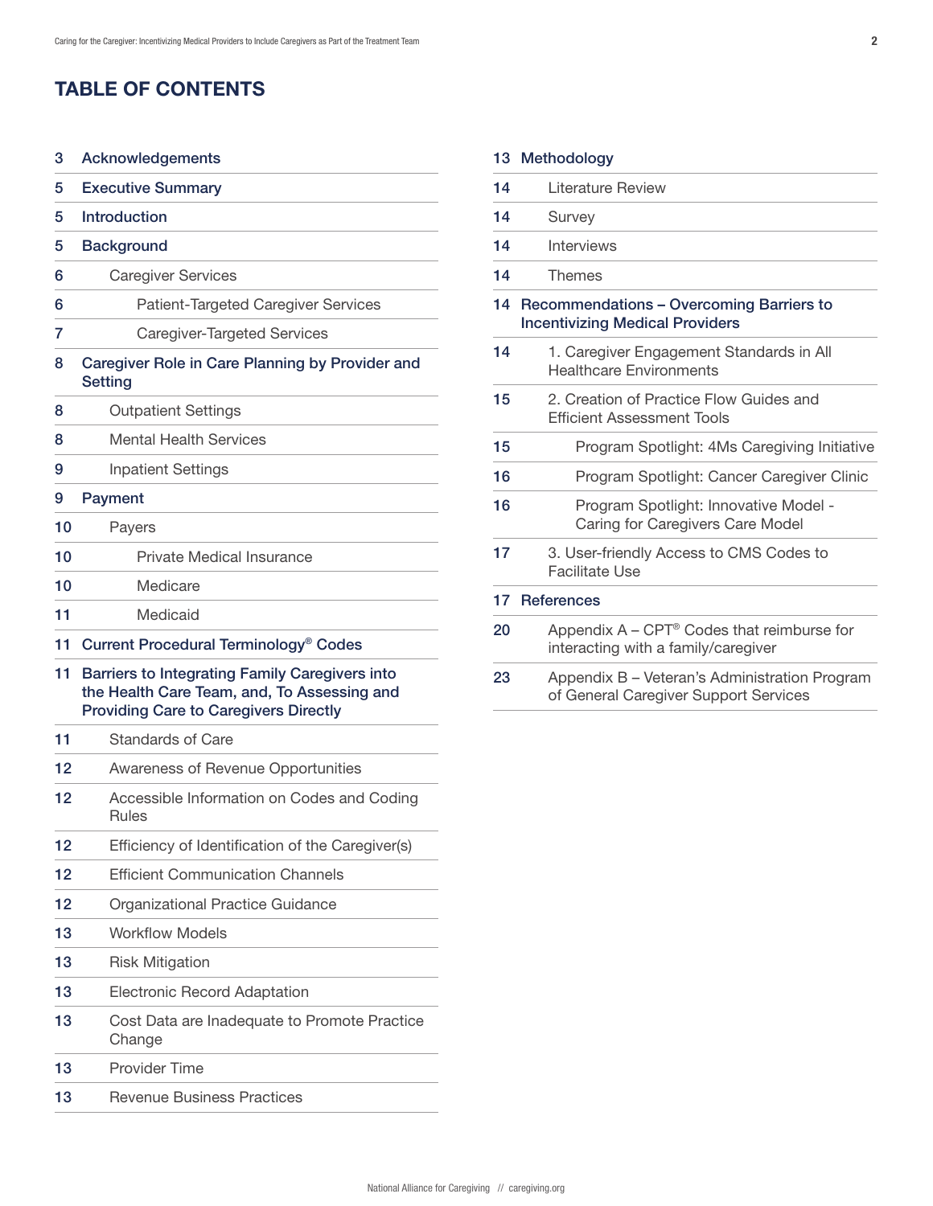# TABLE OF CONTENTS

- 3 Acknowledgements
- 5 Executive Summary
- 5 Introduction
- 5 Background
  - 6 Caregiver Services
    - 6 Patient-Targeted Caregiver Services
    - 7 Caregiver-Targeted Services
- 8 Caregiver Role in Care Planning by Provider and Setting
  - 8 Outpatient Settings
  - 8 Mental Health Services
  - 9 Inpatient Settings
- 9 Payment
  - 10 Payers
    - 10 Private Medical Insurance
    - 10 Medicare
    - 11 Medicaid
- 11 Current Procedural Terminology® Codes
- 11 Barriers to Integrating Family Caregivers into the Health Care Team, and, To Assessing and Providing Care to Caregivers Directly
  - 11 Standards of Care
  - 12 Awareness of Revenue Opportunities
  - 12 Accessible Information on Codes and Coding Rules
  - 12 Efficiency of Identification of the Caregiver(s)
  - 12 Efficient Communication Channels
  - 12 Organizational Practice Guidance
  - 13 Workflow Models
  - 13 Risk Mitigation
  - 13 Electronic Record Adaptation
  - 13 Cost Data are Inadequate to Promote Practice Change
  - 13 Provider Time
  - 13 Revenue Business Practices
- 13 Methodology
  - 14 Literature Review
  - 14 Survey
  - 14 Interviews
  - 14 Themes
- 14 Recommendations – Overcoming Barriers to Incentivizing Medical Providers
  - 14 1. Caregiver Engagement Standards in All Healthcare Environments
  - 15 2. Creation of Practice Flow Guides and Efficient Assessment Tools
    - 15 Program Spotlight: 4Ms Caregiving Initiative
    - 16 Program Spotlight: Cancer Caregiver Clinic
    - 16 Program Spotlight: Innovative Model - Caring for Caregivers Care Model
  - 17 3. User-friendly Access to CMS Codes to Facilitate Use
- 17 References
  - 20 Appendix A – CPT® Codes that reimburse for interacting with a family/caregiver
  - 23 Appendix B – Veteran's Administration Program of General Caregiver Support Services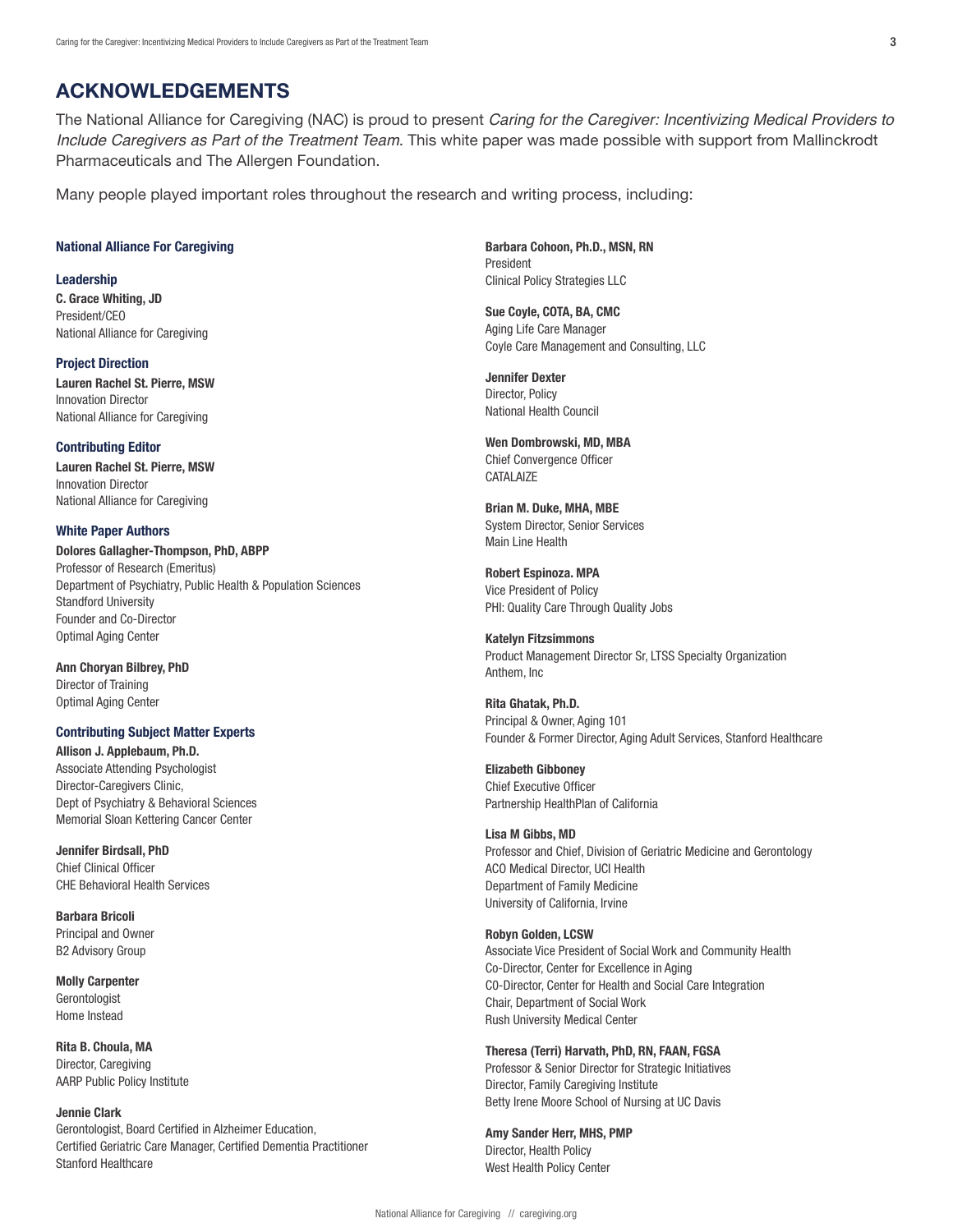## ACKNOWLEDGEMENTS

The National Alliance for Caregiving (NAC) is proud to present *Caring for the Caregiver: Incentivizing Medical Providers to Include Caregivers as Part of the Treatment Team*. This white paper was made possible with support from Mallinckrodt Pharmaceuticals and The Allergen Foundation.

Many people played important roles throughout the research and writing process, including:

### National Alliance For Caregiving

#### Leadership

**C. Grace Whiting, JD**
President/CEO
National Alliance for Caregiving

#### Project Direction

**Lauren Rachel St. Pierre, MSW**
Innovation Director
National Alliance for Caregiving

#### Contributing Editor

**Lauren Rachel St. Pierre, MSW**
Innovation Director
National Alliance for Caregiving

#### White Paper Authors

**Dolores Gallagher-Thompson, PhD, ABPP**
Professor of Research (Emeritus)
Department of Psychiatry, Public Health & Population Sciences
Standford University
Founder and Co-Director
Optimal Aging Center

**Ann Choryan Bilbrey, PhD**
Director of Training
Optimal Aging Center

#### Contributing Subject Matter Experts

**Allison J. Applebaum, Ph.D.**
Associate Attending Psychologist
Director-Caregivers Clinic,
Dept of Psychiatry & Behavioral Sciences
Memorial Sloan Kettering Cancer Center

**Jennifer Birdsall, PhD**
Chief Clinical Officer
CHE Behavioral Health Services

**Barbara Bricoli**
Principal and Owner
B2 Advisory Group

**Molly Carpenter**
Gerontologist
Home Instead

**Rita B. Choula, MA**
Director, Caregiving
AARP Public Policy Institute

**Jennie Clark**
Gerontologist, Board Certified in Alzheimer Education,
Certified Geriatric Care Manager, Certified Dementia Practitioner
Stanford Healthcare

**Barbara Cohoon, Ph.D., MSN, RN**
President
Clinical Policy Strategies LLC

**Sue Coyle, COTA, BA, CMC**
Aging Life Care Manager
Coyle Care Management and Consulting, LLC

**Jennifer Dexter**
Director, Policy
National Health Council

**Wen Dombrowski, MD, MBA**
Chief Convergence Officer
CATALAIZE

**Brian M. Duke, MHA, MBE**
System Director, Senior Services
Main Line Health

**Robert Espinoza. MPA**
Vice President of Policy
PHI: Quality Care Through Quality Jobs

**Katelyn Fitzsimmons**
Product Management Director Sr, LTSS Specialty Organization
Anthem, Inc

**Rita Ghatak, Ph.D.**
Principal & Owner, Aging 101
Founder & Former Director, Aging Adult Services, Stanford Healthcare

**Elizabeth Gibboney**
Chief Executive Officer
Partnership HealthPlan of California

**Lisa M Gibbs, MD**
Professor and Chief, Division of Geriatric Medicine and Gerontology
ACO Medical Director, UCI Health
Department of Family Medicine
University of California, Irvine

**Robyn Golden, LCSW**
Associate Vice President of Social Work and Community Health
Co-Director, Center for Excellence in Aging
CO-Director, Center for Health and Social Care Integration
Chair, Department of Social Work
Rush University Medical Center

**Theresa (Terri) Harvath, PhD, RN, FAAN, FGSA**
Professor & Senior Director for Strategic Initiatives
Director, Family Caregiving Institute
Betty Irene Moore School of Nursing at UC Davis

**Amy Sander Herr, MHS, PMP**
Director, Health Policy
West Health Policy Center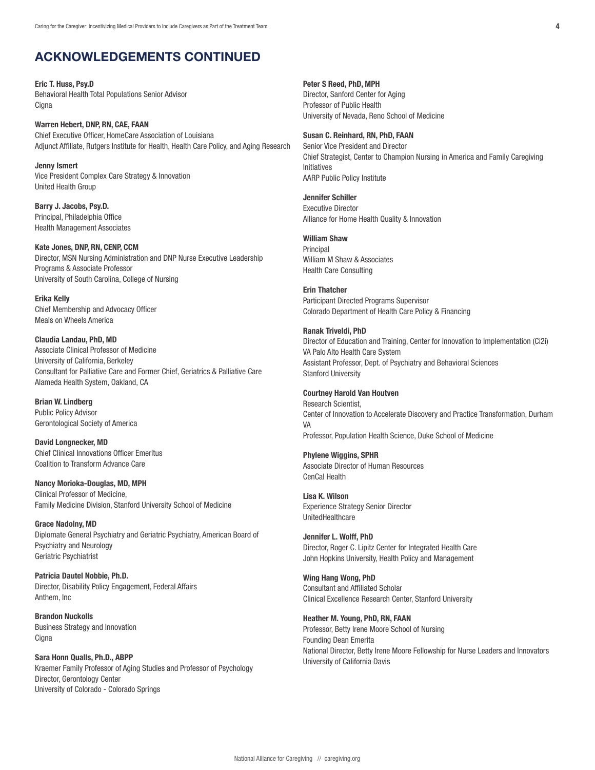## ACKNOWLEDGEMENTS CONTINUED

**Eric T. Huss, Psy.D**
Behavioral Health Total Populations Senior Advisor
Cigna

**Warren Hebert, DNP, RN, CAE, FAAN**
Chief Executive Officer, HomeCare Association of Louisiana
Adjunct Affiliate, Rutgers Institute for Health, Health Care Policy, and Aging Research

**Jenny Ismert**
Vice President Complex Care Strategy & Innovation
United Health Group

**Barry J. Jacobs, Psy.D.**
Principal, Philadelphia Office
Health Management Associates

**Kate Jones, DNP, RN, CENP, CCM**
Director, MSN Nursing Administration and DNP Nurse Executive Leadership Programs & Associate Professor
University of South Carolina, College of Nursing

**Erika Kelly**
Chief Membership and Advocacy Officer
Meals on Wheels America

**Claudia Landau, PhD, MD**
Associate Clinical Professor of Medicine
University of California, Berkeley
Consultant for Palliative Care and Former Chief, Geriatrics & Palliative Care
Alameda Health System, Oakland, CA

**Brian W. Lindberg**
Public Policy Advisor
Gerontological Society of America

**David Longnecker, MD**
Chief Clinical Innovations Officer Emeritus
Coalition to Transform Advance Care

**Nancy Morioka-Douglas, MD, MPH**
Clinical Professor of Medicine,
Family Medicine Division, Stanford University School of Medicine

**Grace Nadolny, MD**
Diplomate General Psychiatry and Geriatric Psychiatry, American Board of Psychiatry and Neurology
Geriatric Psychiatrist

**Patricia Dautel Nobbie, Ph.D.**
Director, Disability Policy Engagement, Federal Affairs
Anthem, Inc

**Brandon Nuckolls**
Business Strategy and Innovation
Cigna

**Sara Honn Qualls, Ph.D., ABPP**
Kraemer Family Professor of Aging Studies and Professor of Psychology
Director, Gerontology Center
University of Colorado - Colorado Springs

**Peter S Reed, PhD, MPH**
Director, Sanford Center for Aging
Professor of Public Health
University of Nevada, Reno School of Medicine

**Susan C. Reinhard, RN, PhD, FAAN**
Senior Vice President and Director
Chief Strategist, Center to Champion Nursing in America and Family Caregiving Initiatives
AARP Public Policy Institute

**Jennifer Schiller**
Executive Director
Alliance for Home Health Quality & Innovation

**William Shaw**
Principal
William M Shaw & Associates
Health Care Consulting

**Erin Thatcher**
Participant Directed Programs Supervisor
Colorado Department of Health Care Policy & Financing

**Ranak Triveldi, PhD**
Director of Education and Training, Center for Innovation to Implementation (Ci2i)
VA Palo Alto Health Care System
Assistant Professor, Dept. of Psychiatry and Behavioral Sciences
Stanford University

**Courtney Harold Van Houtven**
Research Scientist,
Center of Innovation to Accelerate Discovery and Practice Transformation, Durham VA
Professor, Population Health Science, Duke School of Medicine

**Phylene Wiggins, SPHR**
Associate Director of Human Resources
CenCal Health

**Lisa K. Wilson**
Experience Strategy Senior Director
UnitedHealthcare

**Jennifer L. Wolff, PhD**
Director, Roger C. Lipitz Center for Integrated Health Care
John Hopkins University, Health Policy and Management

**Wing Hang Wong, PhD**
Consultant and Affiliated Scholar
Clinical Excellence Research Center, Stanford University

**Heather M. Young, PhD, RN, FAAN**
Professor, Betty Irene Moore School of Nursing
Founding Dean Emerita
National Director, Betty Irene Moore Fellowship for Nurse Leaders and Innovators
University of California Davis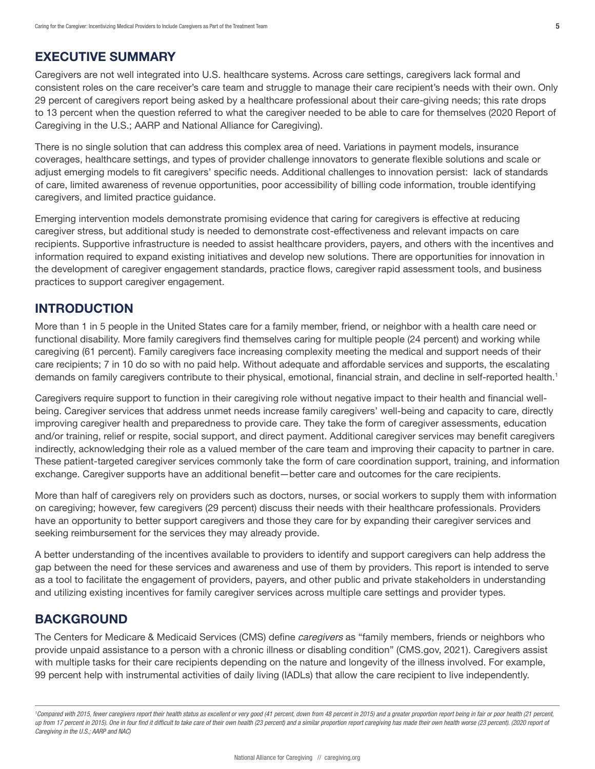## EXECUTIVE SUMMARY

Caregivers are not well integrated into U.S. healthcare systems. Across care settings, caregivers lack formal and consistent roles on the care receiver's care team and struggle to manage their care recipient's needs with their own. Only 29 percent of caregivers report being asked by a healthcare professional about their care-giving needs; this rate drops to 13 percent when the question referred to what the caregiver needed to be able to care for themselves (2020 Report of Caregiving in the U.S.; AARP and National Alliance for Caregiving).

There is no single solution that can address this complex area of need. Variations in payment models, insurance coverages, healthcare settings, and types of provider challenge innovators to generate flexible solutions and scale or adjust emerging models to fit caregivers' specific needs. Additional challenges to innovation persist: lack of standards of care, limited awareness of revenue opportunities, poor accessibility of billing code information, trouble identifying caregivers, and limited practice guidance.

Emerging intervention models demonstrate promising evidence that caring for caregivers is effective at reducing caregiver stress, but additional study is needed to demonstrate cost-effectiveness and relevant impacts on care recipients. Supportive infrastructure is needed to assist healthcare providers, payers, and others with the incentives and information required to expand existing initiatives and develop new solutions. There are opportunities for innovation in the development of caregiver engagement standards, practice flows, caregiver rapid assessment tools, and business practices to support caregiver engagement.

## INTRODUCTION

More than 1 in 5 people in the United States care for a family member, friend, or neighbor with a health care need or functional disability. More family caregivers find themselves caring for multiple people (24 percent) and working while caregiving (61 percent). Family caregivers face increasing complexity meeting the medical and support needs of their care recipients; 7 in 10 do so with no paid help. Without adequate and affordable services and supports, the escalating demands on family caregivers contribute to their physical, emotional, financial strain, and decline in self-reported health.[1]

Caregivers require support to function in their caregiving role without negative impact to their health and financial well-being. Caregiver services that address unmet needs increase family caregivers' well-being and capacity to care, directly improving caregiver health and preparedness to provide care. They take the form of caregiver assessments, education and/or training, relief or respite, social support, and direct payment. Additional caregiver services may benefit caregivers indirectly, acknowledging their role as a valued member of the care team and improving their capacity to partner in care. These patient-targeted caregiver services commonly take the form of care coordination support, training, and information exchange. Caregiver supports have an additional benefit—better care and outcomes for the care recipients.

More than half of caregivers rely on providers such as doctors, nurses, or social workers to supply them with information on caregiving; however, few caregivers (29 percent) discuss their needs with their healthcare professionals. Providers have an opportunity to better support caregivers and those they care for by expanding their caregiver services and seeking reimbursement for the services they may already provide.

A better understanding of the incentives available to providers to identify and support caregivers can help address the gap between the need for these services and awareness and use of them by providers. This report is intended to serve as a tool to facilitate the engagement of providers, payers, and other public and private stakeholders in understanding and utilizing existing incentives for family caregiver services across multiple care settings and provider types.

## BACKGROUND

The Centers for Medicare & Medicaid Services (CMS) define *caregivers* as "family members, friends or neighbors who provide unpaid assistance to a person with a chronic illness or disabling condition" (CMS.gov, 2021). Caregivers assist with multiple tasks for their care recipients depending on the nature and longevity of the illness involved. For example, 99 percent help with instrumental activities of daily living (IADLs) that allow the care recipient to live independently.

---

*[1] Compared with 2015, fewer caregivers report their health status as excellent or very good (41 percent, down from 48 percent in 2015) and a greater proportion report being in fair or poor health (21 percent, up from 17 percent in 2015). One in four find it difficult to take care of their own health (23 percent) and a similar proportion report caregiving has made their own health worse (23 percent). (2020 report of Caregiving in the U.S.; AARP and NAC)*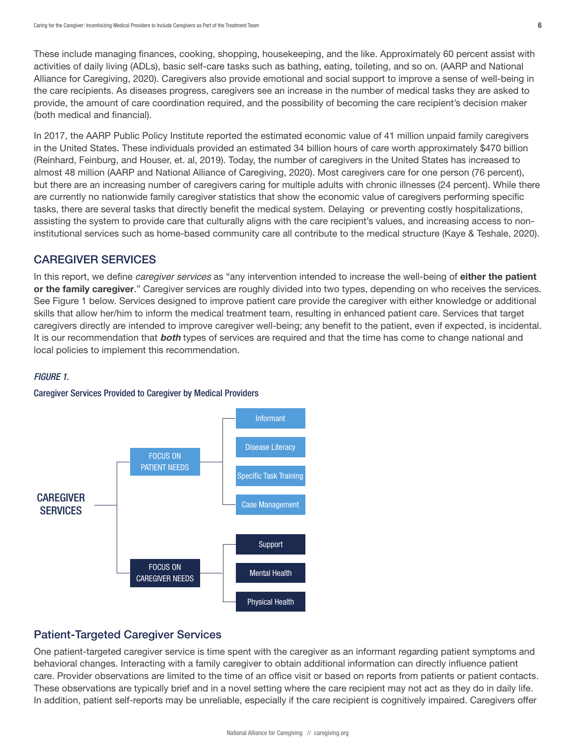These include managing finances, cooking, shopping, housekeeping, and the like. Approximately 60 percent assist with activities of daily living (ADLs), basic self-care tasks such as bathing, eating, toileting, and so on. (AARP and National Alliance for Caregiving, 2020). Caregivers also provide emotional and social support to improve a sense of well-being in the care recipients. As diseases progress, caregivers see an increase in the number of medical tasks they are asked to provide, the amount of care coordination required, and the possibility of becoming the care recipient's decision maker (both medical and financial).

In 2017, the AARP Public Policy Institute reported the estimated economic value of 41 million unpaid family caregivers in the United States. These individuals provided an estimated 34 billion hours of care worth approximately $470 billion (Reinhard, Feinburg, and Houser, et. al, 2019). Today, the number of caregivers in the United States has increased to almost 48 million (AARP and National Alliance of Caregiving, 2020). Most caregivers care for one person (76 percent), but there are an increasing number of caregivers caring for multiple adults with chronic illnesses (24 percent). While there are currently no nationwide family caregiver statistics that show the economic value of caregivers performing specific tasks, there are several tasks that directly benefit the medical system. Delaying or preventing costly hospitalizations, assisting the system to provide care that culturally aligns with the care recipient's values, and increasing access to non-institutional services such as home-based community care all contribute to the medical structure (Kaye & Teshale, 2020).

## CAREGIVER SERVICES

In this report, we define *caregiver services* as "any intervention intended to increase the well-being of **either the patient or the family caregiver**." Caregiver services are roughly divided into two types, depending on who receives the services. See Figure 1 below. Services designed to improve patient care provide the caregiver with either knowledge or additional skills that allow her/him to inform the medical treatment team, resulting in enhanced patient care. Services that target caregivers directly are intended to improve caregiver well-being; any benefit to the patient, even if expected, is incidental. It is our recommendation that ***both*** types of services are required and that the time has come to change national and local policies to implement this recommendation.

*FIGURE 1.*

Caregiver Services Provided to Caregiver by Medical Providers

- CAREGIVER SERVICES
  - FOCUS ON PATIENT NEEDS
    - Informant
    - Disease Literacy
    - Specific Task Training
    - Case Management
  - FOCUS ON CAREGIVER NEEDS
    - Support
    - Mental Health
    - Physical Health

### Patient-Targeted Caregiver Services

One patient-targeted caregiver service is time spent with the caregiver as an informant regarding patient symptoms and behavioral changes. Interacting with a family caregiver to obtain additional information can directly influence patient care. Provider observations are limited to the time of an office visit or based on reports from patients or patient contacts. These observations are typically brief and in a novel setting where the care recipient may not act as they do in daily life. In addition, patient self-reports may be unreliable, especially if the care recipient is cognitively impaired. Caregivers offer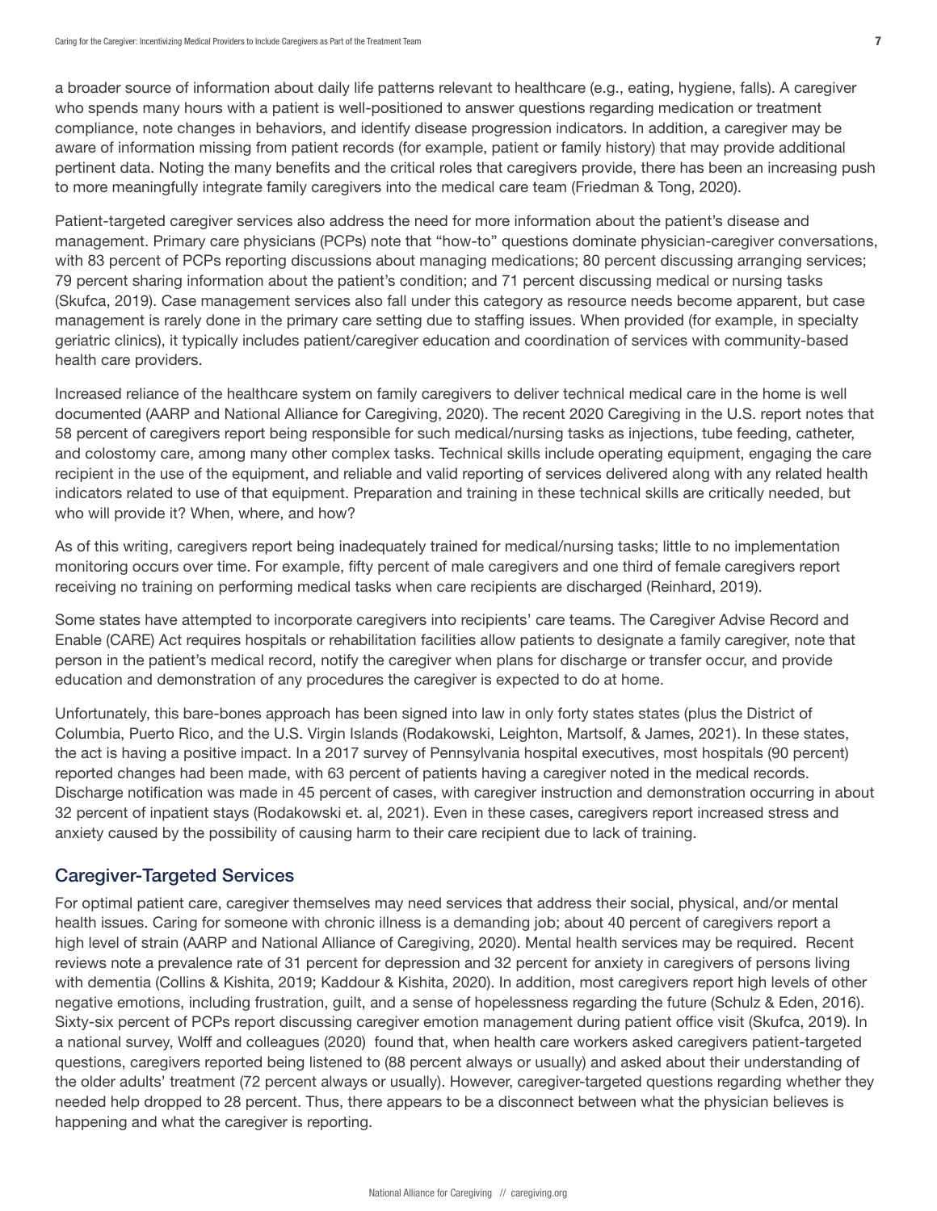a broader source of information about daily life patterns relevant to healthcare (e.g., eating, hygiene, falls). A caregiver who spends many hours with a patient is well-positioned to answer questions regarding medication or treatment compliance, note changes in behaviors, and identify disease progression indicators. In addition, a caregiver may be aware of information missing from patient records (for example, patient or family history) that may provide additional pertinent data. Noting the many benefits and the critical roles that caregivers provide, there has been an increasing push to more meaningfully integrate family caregivers into the medical care team (Friedman & Tong, 2020).

Patient-targeted caregiver services also address the need for more information about the patient's disease and management. Primary care physicians (PCPs) note that "how-to" questions dominate physician-caregiver conversations, with 83 percent of PCPs reporting discussions about managing medications; 80 percent discussing arranging services; 79 percent sharing information about the patient's condition; and 71 percent discussing medical or nursing tasks (Skufca, 2019). Case management services also fall under this category as resource needs become apparent, but case management is rarely done in the primary care setting due to staffing issues. When provided (for example, in specialty geriatric clinics), it typically includes patient/caregiver education and coordination of services with community-based health care providers.

Increased reliance of the healthcare system on family caregivers to deliver technical medical care in the home is well documented (AARP and National Alliance for Caregiving, 2020). The recent 2020 Caregiving in the U.S. report notes that 58 percent of caregivers report being responsible for such medical/nursing tasks as injections, tube feeding, catheter, and colostomy care, among many other complex tasks. Technical skills include operating equipment, engaging the care recipient in the use of the equipment, and reliable and valid reporting of services delivered along with any related health indicators related to use of that equipment. Preparation and training in these technical skills are critically needed, but who will provide it? When, where, and how?

As of this writing, caregivers report being inadequately trained for medical/nursing tasks; little to no implementation monitoring occurs over time. For example, fifty percent of male caregivers and one third of female caregivers report receiving no training on performing medical tasks when care recipients are discharged (Reinhard, 2019).

Some states have attempted to incorporate caregivers into recipients' care teams. The Caregiver Advise Record and Enable (CARE) Act requires hospitals or rehabilitation facilities allow patients to designate a family caregiver, note that person in the patient's medical record, notify the caregiver when plans for discharge or transfer occur, and provide education and demonstration of any procedures the caregiver is expected to do at home.

Unfortunately, this bare-bones approach has been signed into law in only forty states states (plus the District of Columbia, Puerto Rico, and the U.S. Virgin Islands (Rodakowski, Leighton, Martsolf, & James, 2021). In these states, the act is having a positive impact. In a 2017 survey of Pennsylvania hospital executives, most hospitals (90 percent) reported changes had been made, with 63 percent of patients having a caregiver noted in the medical records. Discharge notification was made in 45 percent of cases, with caregiver instruction and demonstration occurring in about 32 percent of inpatient stays (Rodakowski et. al, 2021). Even in these cases, caregivers report increased stress and anxiety caused by the possibility of causing harm to their care recipient due to lack of training.

## Caregiver-Targeted Services

For optimal patient care, caregiver themselves may need services that address their social, physical, and/or mental health issues. Caring for someone with chronic illness is a demanding job; about 40 percent of caregivers report a high level of strain (AARP and National Alliance of Caregiving, 2020). Mental health services may be required. Recent reviews note a prevalence rate of 31 percent for depression and 32 percent for anxiety in caregivers of persons living with dementia (Collins & Kishita, 2019; Kaddour & Kishita, 2020). In addition, most caregivers report high levels of other negative emotions, including frustration, guilt, and a sense of hopelessness regarding the future (Schulz & Eden, 2016). Sixty-six percent of PCPs report discussing caregiver emotion management during patient office visit (Skufca, 2019). In a national survey, Wolff and colleagues (2020) found that, when health care workers asked caregivers patient-targeted questions, caregivers reported being listened to (88 percent always or usually) and asked about their understanding of the older adults' treatment (72 percent always or usually). However, caregiver-targeted questions regarding whether they needed help dropped to 28 percent. Thus, there appears to be a disconnect between what the physician believes is happening and what the caregiver is reporting.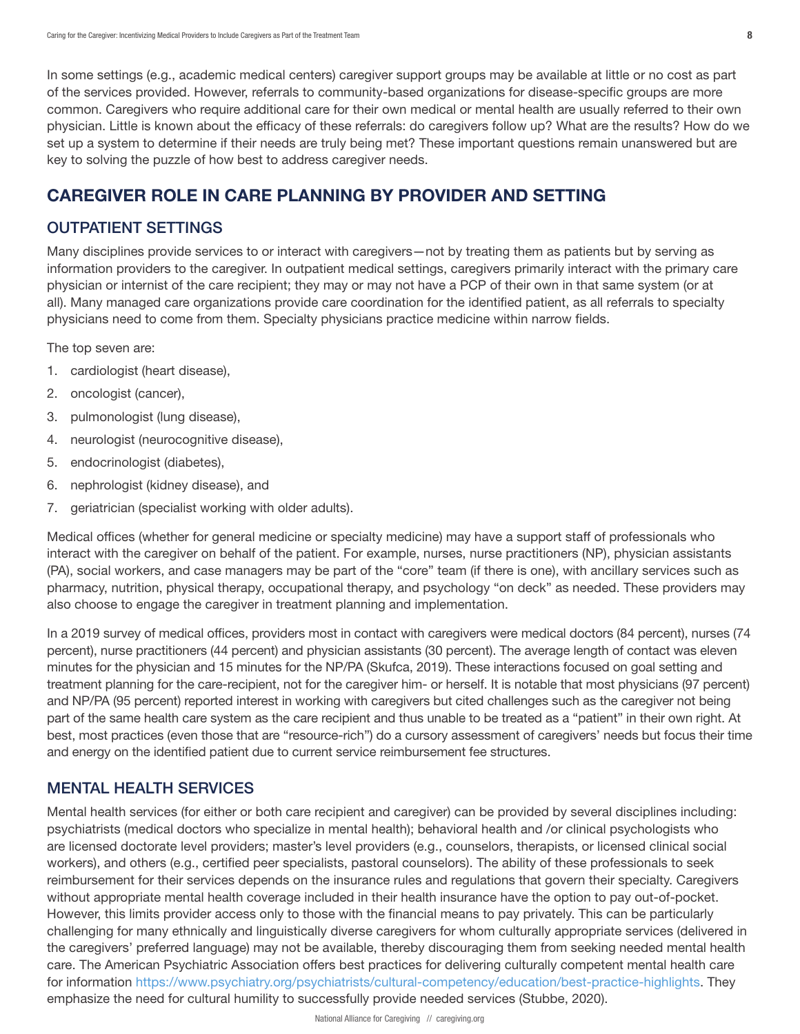In some settings (e.g., academic medical centers) caregiver support groups may be available at little or no cost as part of the services provided. However, referrals to community-based organizations for disease-specific groups are more common. Caregivers who require additional care for their own medical or mental health are usually referred to their own physician. Little is known about the efficacy of these referrals: do caregivers follow up? What are the results? How do we set up a system to determine if their needs are truly being met? These important questions remain unanswered but are key to solving the puzzle of how best to address caregiver needs.

## CAREGIVER ROLE IN CARE PLANNING BY PROVIDER AND SETTING

### OUTPATIENT SETTINGS

Many disciplines provide services to or interact with caregivers—not by treating them as patients but by serving as information providers to the caregiver. In outpatient medical settings, caregivers primarily interact with the primary care physician or internist of the care recipient; they may or may not have a PCP of their own in that same system (or at all). Many managed care organizations provide care coordination for the identified patient, as all referrals to specialty physicians need to come from them. Specialty physicians practice medicine within narrow fields.

The top seven are:

1. cardiologist (heart disease),
2. oncologist (cancer),
3. pulmonologist (lung disease),
4. neurologist (neurocognitive disease),
5. endocrinologist (diabetes),
6. nephrologist (kidney disease), and
7. geriatrician (specialist working with older adults).

Medical offices (whether for general medicine or specialty medicine) may have a support staff of professionals who interact with the caregiver on behalf of the patient. For example, nurses, nurse practitioners (NP), physician assistants (PA), social workers, and case managers may be part of the "core" team (if there is one), with ancillary services such as pharmacy, nutrition, physical therapy, occupational therapy, and psychology "on deck" as needed. These providers may also choose to engage the caregiver in treatment planning and implementation.

In a 2019 survey of medical offices, providers most in contact with caregivers were medical doctors (84 percent), nurses (74 percent), nurse practitioners (44 percent) and physician assistants (30 percent). The average length of contact was eleven minutes for the physician and 15 minutes for the NP/PA (Skufca, 2019). These interactions focused on goal setting and treatment planning for the care-recipient, not for the caregiver him- or herself. It is notable that most physicians (97 percent) and NP/PA (95 percent) reported interest in working with caregivers but cited challenges such as the caregiver not being part of the same health care system as the care recipient and thus unable to be treated as a "patient" in their own right. At best, most practices (even those that are "resource-rich") do a cursory assessment of caregivers' needs but focus their time and energy on the identified patient due to current service reimbursement fee structures.

### MENTAL HEALTH SERVICES

Mental health services (for either or both care recipient and caregiver) can be provided by several disciplines including: psychiatrists (medical doctors who specialize in mental health); behavioral health and /or clinical psychologists who are licensed doctorate level providers; master's level providers (e.g., counselors, therapists, or licensed clinical social workers), and others (e.g., certified peer specialists, pastoral counselors). The ability of these professionals to seek reimbursement for their services depends on the insurance rules and regulations that govern their specialty. Caregivers without appropriate mental health coverage included in their health insurance have the option to pay out-of-pocket. However, this limits provider access only to those with the financial means to pay privately. This can be particularly challenging for many ethnically and linguistically diverse caregivers for whom culturally appropriate services (delivered in the caregivers' preferred language) may not be available, thereby discouraging them from seeking needed mental health care. The American Psychiatric Association offers best practices for delivering culturally competent mental health care for information https://www.psychiatry.org/psychiatrists/cultural-competency/education/best-practice-highlights. They emphasize the need for cultural humility to successfully provide needed services (Stubbe, 2020).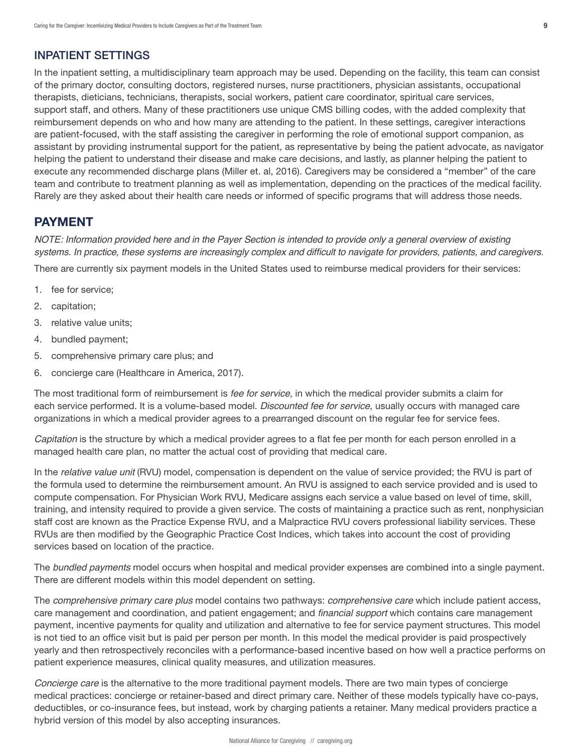## INPATIENT SETTINGS

In the inpatient setting, a multidisciplinary team approach may be used. Depending on the facility, this team can consist of the primary doctor, consulting doctors, registered nurses, nurse practitioners, physician assistants, occupational therapists, dieticians, technicians, therapists, social workers, patient care coordinator, spiritual care services, support staff, and others. Many of these practitioners use unique CMS billing codes, with the added complexity that reimbursement depends on who and how many are attending to the patient. In these settings, caregiver interactions are patient-focused, with the staff assisting the caregiver in performing the role of emotional support companion, as assistant by providing instrumental support for the patient, as representative by being the patient advocate, as navigator helping the patient to understand their disease and make care decisions, and lastly, as planner helping the patient to execute any recommended discharge plans (Miller et. al, 2016). Caregivers may be considered a "member" of the care team and contribute to treatment planning as well as implementation, depending on the practices of the medical facility. Rarely are they asked about their health care needs or informed of specific programs that will address those needs.

## PAYMENT

*NOTE: Information provided here and in the Payer Section is intended to provide only a general overview of existing systems. In practice, these systems are increasingly complex and difficult to navigate for providers, patients, and caregivers.*

There are currently six payment models in the United States used to reimburse medical providers for their services:

1. fee for service;
2. capitation;
3. relative value units;
4. bundled payment;
5. comprehensive primary care plus; and
6. concierge care (Healthcare in America, 2017).

The most traditional form of reimbursement is *fee for service*, in which the medical provider submits a claim for each service performed. It is a volume-based model. *Discounted fee for service*, usually occurs with managed care organizations in which a medical provider agrees to a prearranged discount on the regular fee for service fees.

*Capitation* is the structure by which a medical provider agrees to a flat fee per month for each person enrolled in a managed health care plan, no matter the actual cost of providing that medical care.

In the *relative value unit* (RVU) model, compensation is dependent on the value of service provided; the RVU is part of the formula used to determine the reimbursement amount. An RVU is assigned to each service provided and is used to compute compensation. For Physician Work RVU, Medicare assigns each service a value based on level of time, skill, training, and intensity required to provide a given service. The costs of maintaining a practice such as rent, nonphysician staff cost are known as the Practice Expense RVU, and a Malpractice RVU covers professional liability services. These RVUs are then modified by the Geographic Practice Cost Indices, which takes into account the cost of providing services based on location of the practice.

The *bundled payments* model occurs when hospital and medical provider expenses are combined into a single payment. There are different models within this model dependent on setting.

The *comprehensive primary care plus* model contains two pathways: *comprehensive care* which include patient access, care management and coordination, and patient engagement; and *financial support* which contains care management payment, incentive payments for quality and utilization and alternative to fee for service payment structures. This model is not tied to an office visit but is paid per person per month. In this model the medical provider is paid prospectively yearly and then retrospectively reconciles with a performance-based incentive based on how well a practice performs on patient experience measures, clinical quality measures, and utilization measures.

*Concierge care* is the alternative to the more traditional payment models. There are two main types of concierge medical practices: concierge or retainer-based and direct primary care. Neither of these models typically have co-pays, deductibles, or co-insurance fees, but instead, work by charging patients a retainer. Many medical providers practice a hybrid version of this model by also accepting insurances.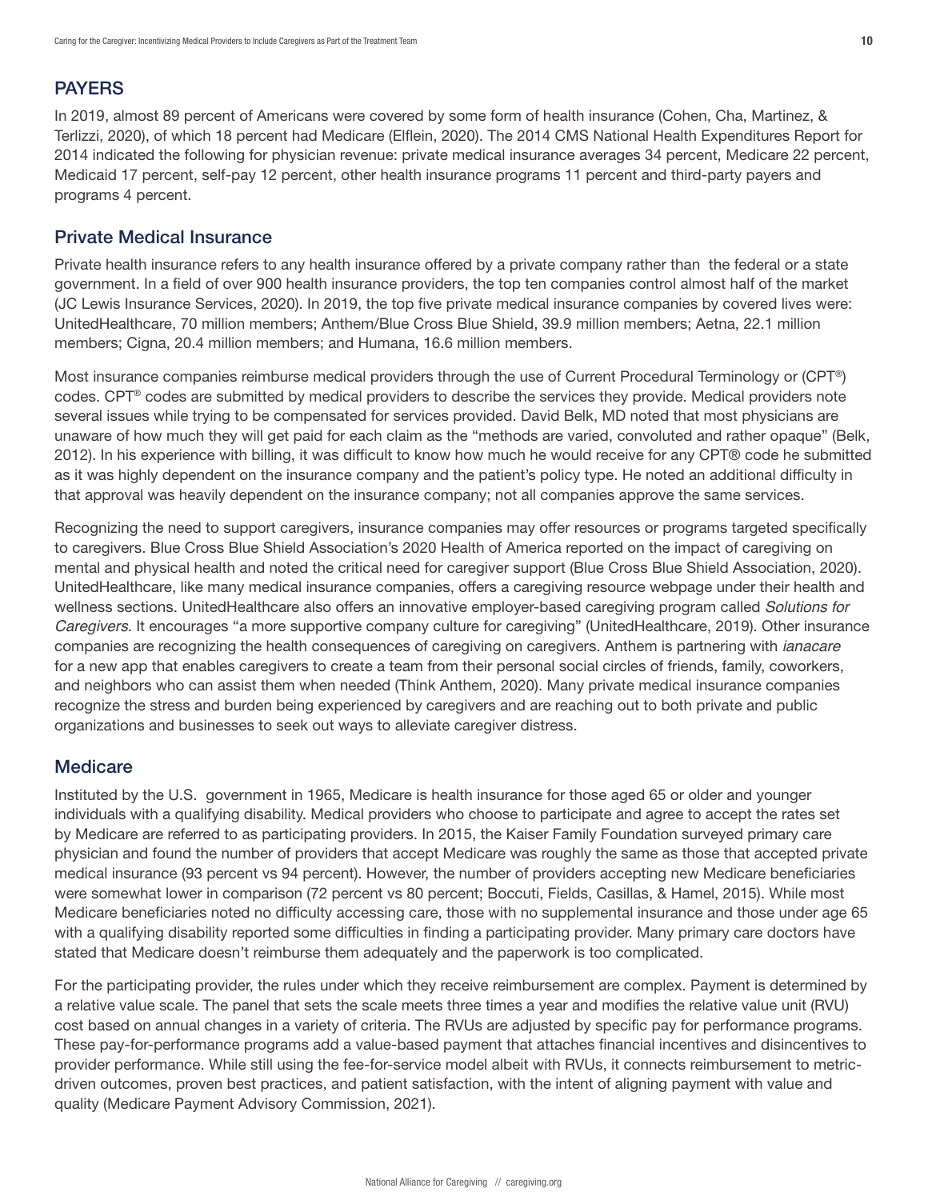## PAYERS

In 2019, almost 89 percent of Americans were covered by some form of health insurance (Cohen, Cha, Martinez, & Terlizzi, 2020), of which 18 percent had Medicare (Elflein, 2020). The 2014 CMS National Health Expenditures Report for 2014 indicated the following for physician revenue: private medical insurance averages 34 percent, Medicare 22 percent, Medicaid 17 percent, self-pay 12 percent, other health insurance programs 11 percent and third-party payers and programs 4 percent.

### Private Medical Insurance

Private health insurance refers to any health insurance offered by a private company rather than the federal or a state government. In a field of over 900 health insurance providers, the top ten companies control almost half of the market (JC Lewis Insurance Services, 2020). In 2019, the top five private medical insurance companies by covered lives were: UnitedHealthcare, 70 million members; Anthem/Blue Cross Blue Shield, 39.9 million members; Aetna, 22.1 million members; Cigna, 20.4 million members; and Humana, 16.6 million members.

Most insurance companies reimburse medical providers through the use of Current Procedural Terminology or (CPT®) codes. CPT® codes are submitted by medical providers to describe the services they provide. Medical providers note several issues while trying to be compensated for services provided. David Belk, MD noted that most physicians are unaware of how much they will get paid for each claim as the "methods are varied, convoluted and rather opaque" (Belk, 2012). In his experience with billing, it was difficult to know how much he would receive for any CPT® code he submitted as it was highly dependent on the insurance company and the patient's policy type. He noted an additional difficulty in that approval was heavily dependent on the insurance company; not all companies approve the same services.

Recognizing the need to support caregivers, insurance companies may offer resources or programs targeted specifically to caregivers. Blue Cross Blue Shield Association's 2020 Health of America reported on the impact of caregiving on mental and physical health and noted the critical need for caregiver support (Blue Cross Blue Shield Association, 2020). UnitedHealthcare, like many medical insurance companies, offers a caregiving resource webpage under their health and wellness sections. UnitedHealthcare also offers an innovative employer-based caregiving program called *Solutions for Caregivers*. It encourages "a more supportive company culture for caregiving" (UnitedHealthcare, 2019). Other insurance companies are recognizing the health consequences of caregiving on caregivers. Anthem is partnering with *ianacare* for a new app that enables caregivers to create a team from their personal social circles of friends, family, coworkers, and neighbors who can assist them when needed (Think Anthem, 2020). Many private medical insurance companies recognize the stress and burden being experienced by caregivers and are reaching out to both private and public organizations and businesses to seek out ways to alleviate caregiver distress.

### Medicare

Instituted by the U.S. government in 1965, Medicare is health insurance for those aged 65 or older and younger individuals with a qualifying disability. Medical providers who choose to participate and agree to accept the rates set by Medicare are referred to as participating providers. In 2015, the Kaiser Family Foundation surveyed primary care physician and found the number of providers that accept Medicare was roughly the same as those that accepted private medical insurance (93 percent vs 94 percent). However, the number of providers accepting new Medicare beneficiaries were somewhat lower in comparison (72 percent vs 80 percent; Boccuti, Fields, Casillas, & Hamel, 2015). While most Medicare beneficiaries noted no difficulty accessing care, those with no supplemental insurance and those under age 65 with a qualifying disability reported some difficulties in finding a participating provider. Many primary care doctors have stated that Medicare doesn't reimburse them adequately and the paperwork is too complicated.

For the participating provider, the rules under which they receive reimbursement are complex. Payment is determined by a relative value scale. The panel that sets the scale meets three times a year and modifies the relative value unit (RVU) cost based on annual changes in a variety of criteria. The RVUs are adjusted by specific pay for performance programs. These pay-for-performance programs add a value-based payment that attaches financial incentives and disincentives to provider performance. While still using the fee-for-service model albeit with RVUs, it connects reimbursement to metric-driven outcomes, proven best practices, and patient satisfaction, with the intent of aligning payment with value and quality (Medicare Payment Advisory Commission, 2021).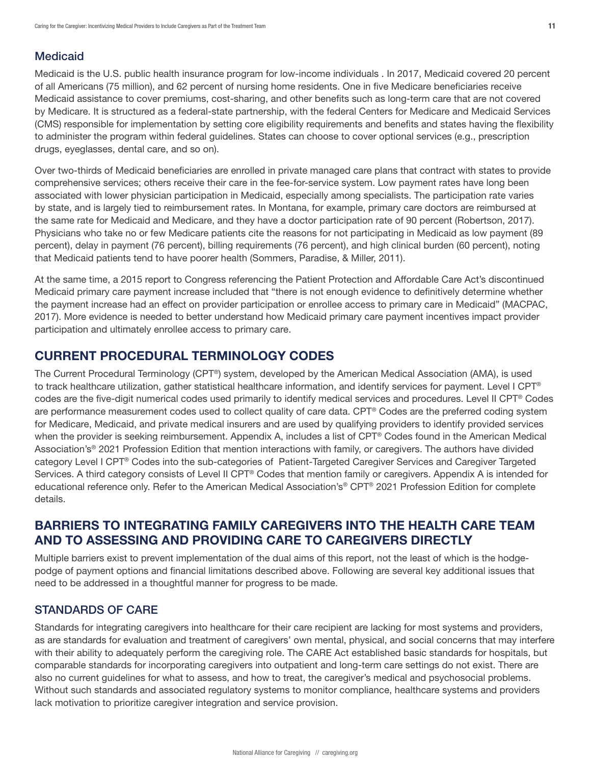### Medicaid

Medicaid is the U.S. public health insurance program for low-income individuals . In 2017, Medicaid covered 20 percent of all Americans (75 million), and 62 percent of nursing home residents. One in five Medicare beneficiaries receive Medicaid assistance to cover premiums, cost-sharing, and other benefits such as long-term care that are not covered by Medicare. It is structured as a federal-state partnership, with the federal Centers for Medicare and Medicaid Services (CMS) responsible for implementation by setting core eligibility requirements and benefits and states having the flexibility to administer the program within federal guidelines. States can choose to cover optional services (e.g., prescription drugs, eyeglasses, dental care, and so on).

Over two-thirds of Medicaid beneficiaries are enrolled in private managed care plans that contract with states to provide comprehensive services; others receive their care in the fee-for-service system. Low payment rates have long been associated with lower physician participation in Medicaid, especially among specialists. The participation rate varies by state, and is largely tied to reimbursement rates. In Montana, for example, primary care doctors are reimbursed at the same rate for Medicaid and Medicare, and they have a doctor participation rate of 90 percent (Robertson, 2017). Physicians who take no or few Medicare patients cite the reasons for not participating in Medicaid as low payment (89 percent), delay in payment (76 percent), billing requirements (76 percent), and high clinical burden (60 percent), noting that Medicaid patients tend to have poorer health (Sommers, Paradise, & Miller, 2011).

At the same time, a 2015 report to Congress referencing the Patient Protection and Affordable Care Act's discontinued Medicaid primary care payment increase included that "there is not enough evidence to definitively determine whether the payment increase had an effect on provider participation or enrollee access to primary care in Medicaid" (MACPAC, 2017). More evidence is needed to better understand how Medicaid primary care payment incentives impact provider participation and ultimately enrollee access to primary care.

## CURRENT PROCEDURAL TERMINOLOGY CODES

The Current Procedural Terminology (CPT®) system, developed by the American Medical Association (AMA), is used to track healthcare utilization, gather statistical healthcare information, and identify services for payment. Level I CPT® codes are the five-digit numerical codes used primarily to identify medical services and procedures. Level II CPT® Codes are performance measurement codes used to collect quality of care data. CPT® Codes are the preferred coding system for Medicare, Medicaid, and private medical insurers and are used by qualifying providers to identify provided services when the provider is seeking reimbursement. Appendix A, includes a list of CPT® Codes found in the American Medical Association's® 2021 Profession Edition that mention interactions with family, or caregivers. The authors have divided category Level I CPT® Codes into the sub-categories of Patient-Targeted Caregiver Services and Caregiver Targeted Services. A third category consists of Level II CPT® Codes that mention family or caregivers. Appendix A is intended for educational reference only. Refer to the American Medical Association's® CPT® 2021 Profession Edition for complete details.

## BARRIERS TO INTEGRATING FAMILY CAREGIVERS INTO THE HEALTH CARE TEAM AND TO ASSESSING AND PROVIDING CARE TO CAREGIVERS DIRECTLY

Multiple barriers exist to prevent implementation of the dual aims of this report, not the least of which is the hodge-podge of payment options and financial limitations described above. Following are several key additional issues that need to be addressed in a thoughtful manner for progress to be made.

### STANDARDS OF CARE

Standards for integrating caregivers into healthcare for their care recipient are lacking for most systems and providers, as are standards for evaluation and treatment of caregivers' own mental, physical, and social concerns that may interfere with their ability to adequately perform the caregiving role. The CARE Act established basic standards for hospitals, but comparable standards for incorporating caregivers into outpatient and long-term care settings do not exist. There are also no current guidelines for what to assess, and how to treat, the caregiver's medical and psychosocial problems. Without such standards and associated regulatory systems to monitor compliance, healthcare systems and providers lack motivation to prioritize caregiver integration and service provision.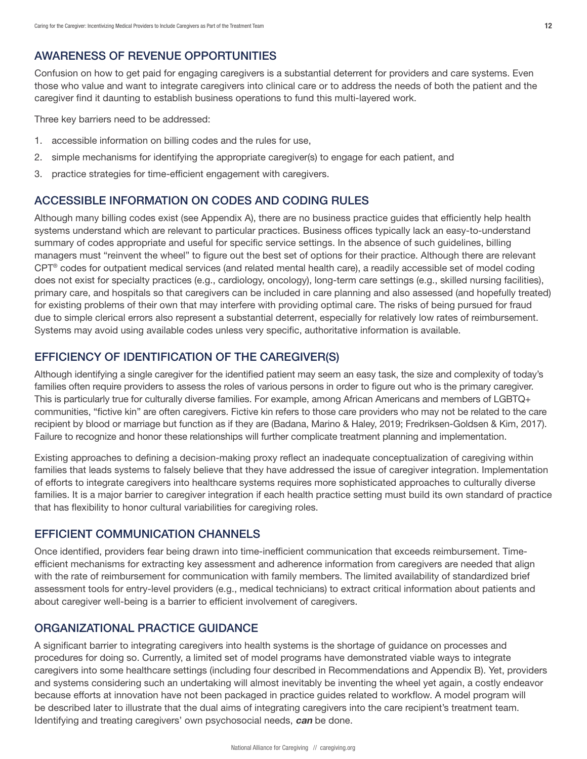## AWARENESS OF REVENUE OPPORTUNITIES

Confusion on how to get paid for engaging caregivers is a substantial deterrent for providers and care systems. Even those who value and want to integrate caregivers into clinical care or to address the needs of both the patient and the caregiver find it daunting to establish business operations to fund this multi-layered work.

Three key barriers need to be addressed:

1. accessible information on billing codes and the rules for use,
2. simple mechanisms for identifying the appropriate caregiver(s) to engage for each patient, and
3. practice strategies for time-efficient engagement with caregivers.

## ACCESSIBLE INFORMATION ON CODES AND CODING RULES

Although many billing codes exist (see Appendix A), there are no business practice guides that efficiently help health systems understand which are relevant to particular practices. Business offices typically lack an easy-to-understand summary of codes appropriate and useful for specific service settings. In the absence of such guidelines, billing managers must "reinvent the wheel" to figure out the best set of options for their practice. Although there are relevant CPT® codes for outpatient medical services (and related mental health care), a readily accessible set of model coding does not exist for specialty practices (e.g., cardiology, oncology), long-term care settings (e.g., skilled nursing facilities), primary care, and hospitals so that caregivers can be included in care planning and also assessed (and hopefully treated) for existing problems of their own that may interfere with providing optimal care. The risks of being pursued for fraud due to simple clerical errors also represent a substantial deterrent, especially for relatively low rates of reimbursement. Systems may avoid using available codes unless very specific, authoritative information is available.

## EFFICIENCY OF IDENTIFICATION OF THE CAREGIVER(S)

Although identifying a single caregiver for the identified patient may seem an easy task, the size and complexity of today's families often require providers to assess the roles of various persons in order to figure out who is the primary caregiver. This is particularly true for culturally diverse families. For example, among African Americans and members of LGBTQ+ communities, "fictive kin" are often caregivers. Fictive kin refers to those care providers who may not be related to the care recipient by blood or marriage but function as if they are (Badana, Marino & Haley, 2019; Fredriksen-Goldsen & Kim, 2017). Failure to recognize and honor these relationships will further complicate treatment planning and implementation.

Existing approaches to defining a decision-making proxy reflect an inadequate conceptualization of caregiving within families that leads systems to falsely believe that they have addressed the issue of caregiver integration. Implementation of efforts to integrate caregivers into healthcare systems requires more sophisticated approaches to culturally diverse families. It is a major barrier to caregiver integration if each health practice setting must build its own standard of practice that has flexibility to honor cultural variabilities for caregiving roles.

## EFFICIENT COMMUNICATION CHANNELS

Once identified, providers fear being drawn into time-inefficient communication that exceeds reimbursement. Time-efficient mechanisms for extracting key assessment and adherence information from caregivers are needed that align with the rate of reimbursement for communication with family members. The limited availability of standardized brief assessment tools for entry-level providers (e.g., medical technicians) to extract critical information about patients and about caregiver well-being is a barrier to efficient involvement of caregivers.

## ORGANIZATIONAL PRACTICE GUIDANCE

A significant barrier to integrating caregivers into health systems is the shortage of guidance on processes and procedures for doing so. Currently, a limited set of model programs have demonstrated viable ways to integrate caregivers into some healthcare settings (including four described in Recommendations and Appendix B). Yet, providers and systems considering such an undertaking will almost inevitably be inventing the wheel yet again, a costly endeavor because efforts at innovation have not been packaged in practice guides related to workflow. A model program will be described later to illustrate that the dual aims of integrating caregivers into the care recipient's treatment team. Identifying and treating caregivers' own psychosocial needs, ***can*** be done.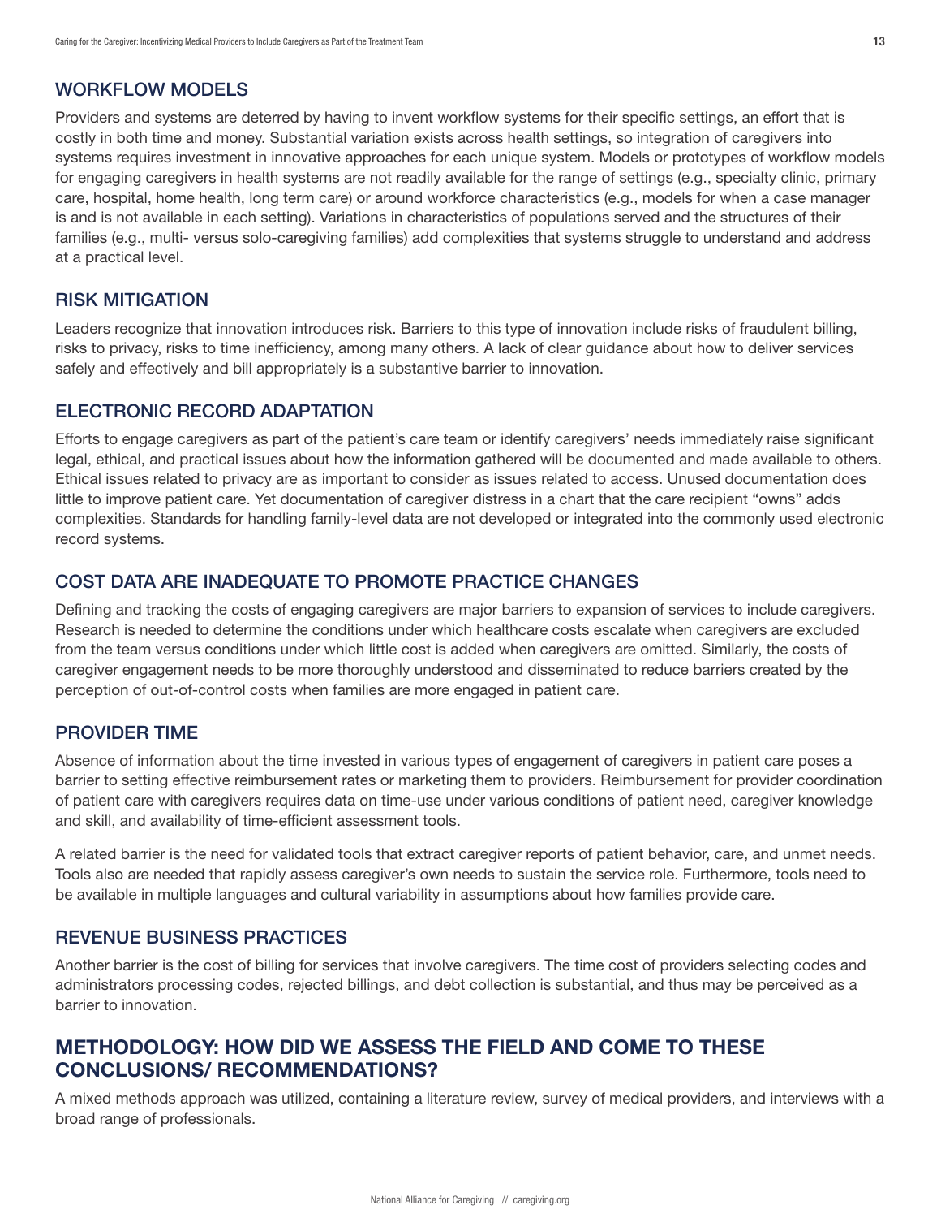### WORKFLOW MODELS

Providers and systems are deterred by having to invent workflow systems for their specific settings, an effort that is costly in both time and money. Substantial variation exists across health settings, so integration of caregivers into systems requires investment in innovative approaches for each unique system. Models or prototypes of workflow models for engaging caregivers in health systems are not readily available for the range of settings (e.g., specialty clinic, primary care, hospital, home health, long term care) or around workforce characteristics (e.g., models for when a case manager is and is not available in each setting). Variations in characteristics of populations served and the structures of their families (e.g., multi- versus solo-caregiving families) add complexities that systems struggle to understand and address at a practical level.

### RISK MITIGATION

Leaders recognize that innovation introduces risk. Barriers to this type of innovation include risks of fraudulent billing, risks to privacy, risks to time inefficiency, among many others. A lack of clear guidance about how to deliver services safely and effectively and bill appropriately is a substantive barrier to innovation.

### ELECTRONIC RECORD ADAPTATION

Efforts to engage caregivers as part of the patient's care team or identify caregivers' needs immediately raise significant legal, ethical, and practical issues about how the information gathered will be documented and made available to others. Ethical issues related to privacy are as important to consider as issues related to access. Unused documentation does little to improve patient care. Yet documentation of caregiver distress in a chart that the care recipient "owns" adds complexities. Standards for handling family-level data are not developed or integrated into the commonly used electronic record systems.

### COST DATA ARE INADEQUATE TO PROMOTE PRACTICE CHANGES

Defining and tracking the costs of engaging caregivers are major barriers to expansion of services to include caregivers. Research is needed to determine the conditions under which healthcare costs escalate when caregivers are excluded from the team versus conditions under which little cost is added when caregivers are omitted. Similarly, the costs of caregiver engagement needs to be more thoroughly understood and disseminated to reduce barriers created by the perception of out-of-control costs when families are more engaged in patient care.

### PROVIDER TIME

Absence of information about the time invested in various types of engagement of caregivers in patient care poses a barrier to setting effective reimbursement rates or marketing them to providers. Reimbursement for provider coordination of patient care with caregivers requires data on time-use under various conditions of patient need, caregiver knowledge and skill, and availability of time-efficient assessment tools.

A related barrier is the need for validated tools that extract caregiver reports of patient behavior, care, and unmet needs. Tools also are needed that rapidly assess caregiver's own needs to sustain the service role. Furthermore, tools need to be available in multiple languages and cultural variability in assumptions about how families provide care.

### REVENUE BUSINESS PRACTICES

Another barrier is the cost of billing for services that involve caregivers. The time cost of providers selecting codes and administrators processing codes, rejected billings, and debt collection is substantial, and thus may be perceived as a barrier to innovation.

## METHODOLOGY: HOW DID WE ASSESS THE FIELD AND COME TO THESE CONCLUSIONS/ RECOMMENDATIONS?

A mixed methods approach was utilized, containing a literature review, survey of medical providers, and interviews with a broad range of professionals.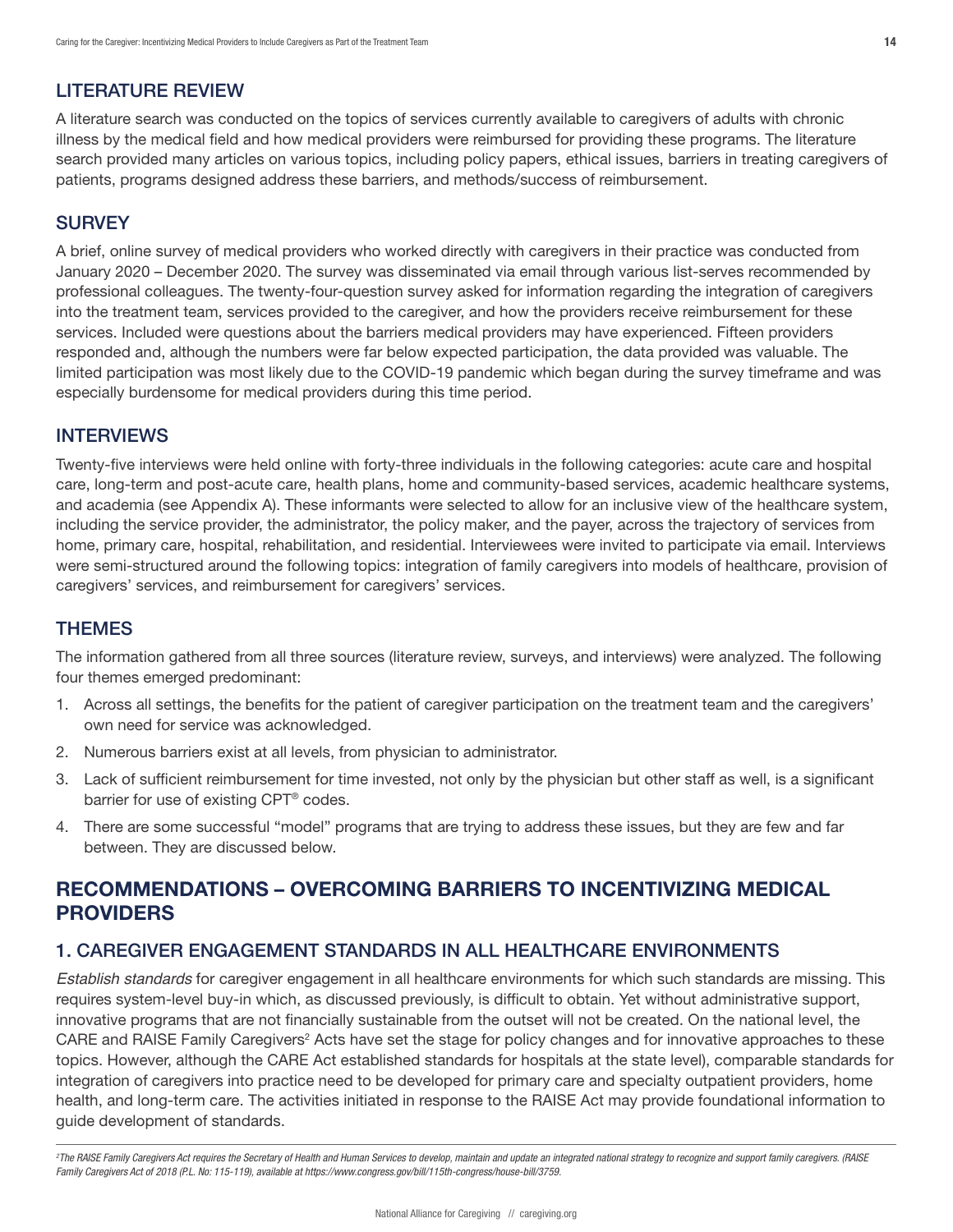## LITERATURE REVIEW

A literature search was conducted on the topics of services currently available to caregivers of adults with chronic illness by the medical field and how medical providers were reimbursed for providing these programs. The literature search provided many articles on various topics, including policy papers, ethical issues, barriers in treating caregivers of patients, programs designed address these barriers, and methods/success of reimbursement.

## SURVEY

A brief, online survey of medical providers who worked directly with caregivers in their practice was conducted from January 2020 – December 2020. The survey was disseminated via email through various list-serves recommended by professional colleagues. The twenty-four-question survey asked for information regarding the integration of caregivers into the treatment team, services provided to the caregiver, and how the providers receive reimbursement for these services. Included were questions about the barriers medical providers may have experienced. Fifteen providers responded and, although the numbers were far below expected participation, the data provided was valuable. The limited participation was most likely due to the COVID-19 pandemic which began during the survey timeframe and was especially burdensome for medical providers during this time period.

## INTERVIEWS

Twenty-five interviews were held online with forty-three individuals in the following categories: acute care and hospital care, long-term and post-acute care, health plans, home and community-based services, academic healthcare systems, and academia (see Appendix A). These informants were selected to allow for an inclusive view of the healthcare system, including the service provider, the administrator, the policy maker, and the payer, across the trajectory of services from home, primary care, hospital, rehabilitation, and residential. Interviewees were invited to participate via email. Interviews were semi-structured around the following topics: integration of family caregivers into models of healthcare, provision of caregivers' services, and reimbursement for caregivers' services.

## THEMES

The information gathered from all three sources (literature review, surveys, and interviews) were analyzed. The following four themes emerged predominant:

1. Across all settings, the benefits for the patient of caregiver participation on the treatment team and the caregivers' own need for service was acknowledged.
2. Numerous barriers exist at all levels, from physician to administrator.
3. Lack of sufficient reimbursement for time invested, not only by the physician but other staff as well, is a significant barrier for use of existing CPT® codes.
4. There are some successful "model" programs that are trying to address these issues, but they are few and far between. They are discussed below.

# RECOMMENDATIONS – OVERCOMING BARRIERS TO INCENTIVIZING MEDICAL PROVIDERS

## 1. CAREGIVER ENGAGEMENT STANDARDS IN ALL HEALTHCARE ENVIRONMENTS

*Establish standards* for caregiver engagement in all healthcare environments for which such standards are missing. This requires system-level buy-in which, as discussed previously, is difficult to obtain. Yet without administrative support, innovative programs that are not financially sustainable from the outset will not be created. On the national level, the CARE and RAISE Family Caregivers[2] Acts have set the stage for policy changes and for innovative approaches to these topics. However, although the CARE Act established standards for hospitals at the state level), comparable standards for integration of caregivers into practice need to be developed for primary care and specialty outpatient providers, home health, and long-term care. The activities initiated in response to the RAISE Act may provide foundational information to guide development of standards.

*[2]The RAISE Family Caregivers Act requires the Secretary of Health and Human Services to develop, maintain and update an integrated national strategy to recognize and support family caregivers. (RAISE Family Caregivers Act of 2018 (P.L. No: 115-119), available at https://www.congress.gov/bill/115th-congress/house-bill/3759.*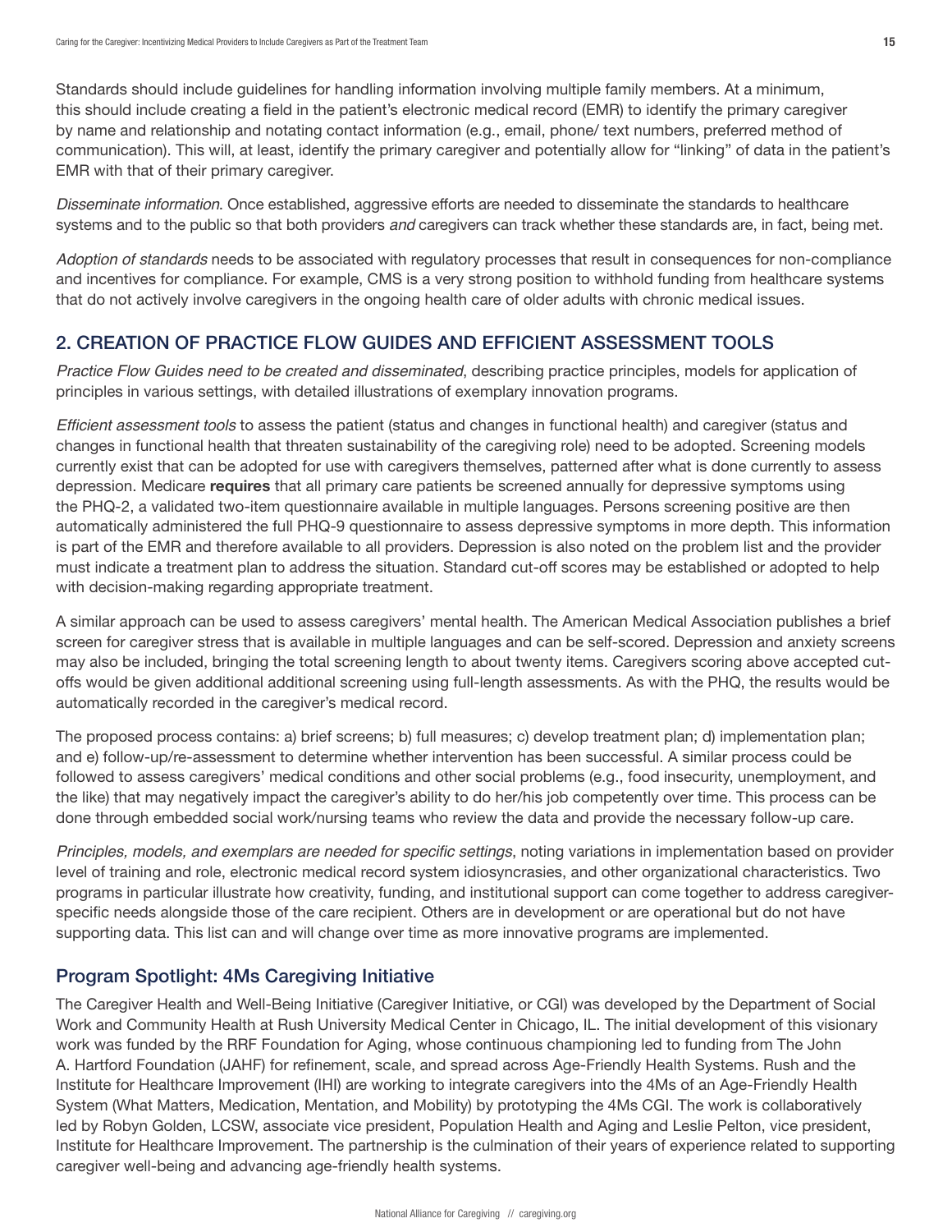Standards should include guidelines for handling information involving multiple family members. At a minimum, this should include creating a field in the patient's electronic medical record (EMR) to identify the primary caregiver by name and relationship and notating contact information (e.g., email, phone/ text numbers, preferred method of communication). This will, at least, identify the primary caregiver and potentially allow for "linking" of data in the patient's EMR with that of their primary caregiver.

*Disseminate information*. Once established, aggressive efforts are needed to disseminate the standards to healthcare systems and to the public so that both providers *and* caregivers can track whether these standards are, in fact, being met.

*Adoption of standards* needs to be associated with regulatory processes that result in consequences for non-compliance and incentives for compliance. For example, CMS is a very strong position to withhold funding from healthcare systems that do not actively involve caregivers in the ongoing health care of older adults with chronic medical issues.

## 2. CREATION OF PRACTICE FLOW GUIDES AND EFFICIENT ASSESSMENT TOOLS

*Practice Flow Guides need to be created and disseminated*, describing practice principles, models for application of principles in various settings, with detailed illustrations of exemplary innovation programs.

*Efficient assessment tools* to assess the patient (status and changes in functional health) and caregiver (status and changes in functional health that threaten sustainability of the caregiving role) need to be adopted. Screening models currently exist that can be adopted for use with caregivers themselves, patterned after what is done currently to assess depression. Medicare **requires** that all primary care patients be screened annually for depressive symptoms using the PHQ-2, a validated two-item questionnaire available in multiple languages. Persons screening positive are then automatically administered the full PHQ-9 questionnaire to assess depressive symptoms in more depth. This information is part of the EMR and therefore available to all providers. Depression is also noted on the problem list and the provider must indicate a treatment plan to address the situation. Standard cut-off scores may be established or adopted to help with decision-making regarding appropriate treatment.

A similar approach can be used to assess caregivers' mental health. The American Medical Association publishes a brief screen for caregiver stress that is available in multiple languages and can be self-scored. Depression and anxiety screens may also be included, bringing the total screening length to about twenty items. Caregivers scoring above accepted cut-offs would be given additional additional screening using full-length assessments. As with the PHQ, the results would be automatically recorded in the caregiver's medical record.

The proposed process contains: a) brief screens; b) full measures; c) develop treatment plan; d) implementation plan; and e) follow-up/re-assessment to determine whether intervention has been successful. A similar process could be followed to assess caregivers' medical conditions and other social problems (e.g., food insecurity, unemployment, and the like) that may negatively impact the caregiver's ability to do her/his job competently over time. This process can be done through embedded social work/nursing teams who review the data and provide the necessary follow-up care.

*Principles, models, and exemplars are needed for specific settings*, noting variations in implementation based on provider level of training and role, electronic medical record system idiosyncrasies, and other organizational characteristics. Two programs in particular illustrate how creativity, funding, and institutional support can come together to address caregiver-specific needs alongside those of the care recipient. Others are in development or are operational but do not have supporting data. This list can and will change over time as more innovative programs are implemented.

### Program Spotlight: 4Ms Caregiving Initiative

The Caregiver Health and Well-Being Initiative (Caregiver Initiative, or CGI) was developed by the Department of Social Work and Community Health at Rush University Medical Center in Chicago, IL. The initial development of this visionary work was funded by the RRF Foundation for Aging, whose continuous championing led to funding from The John A. Hartford Foundation (JAHF) for refinement, scale, and spread across Age-Friendly Health Systems. Rush and the Institute for Healthcare Improvement (IHI) are working to integrate caregivers into the 4Ms of an Age-Friendly Health System (What Matters, Medication, Mentation, and Mobility) by prototyping the 4Ms CGI. The work is collaboratively led by Robyn Golden, LCSW, associate vice president, Population Health and Aging and Leslie Pelton, vice president, Institute for Healthcare Improvement. The partnership is the culmination of their years of experience related to supporting caregiver well-being and advancing age-friendly health systems.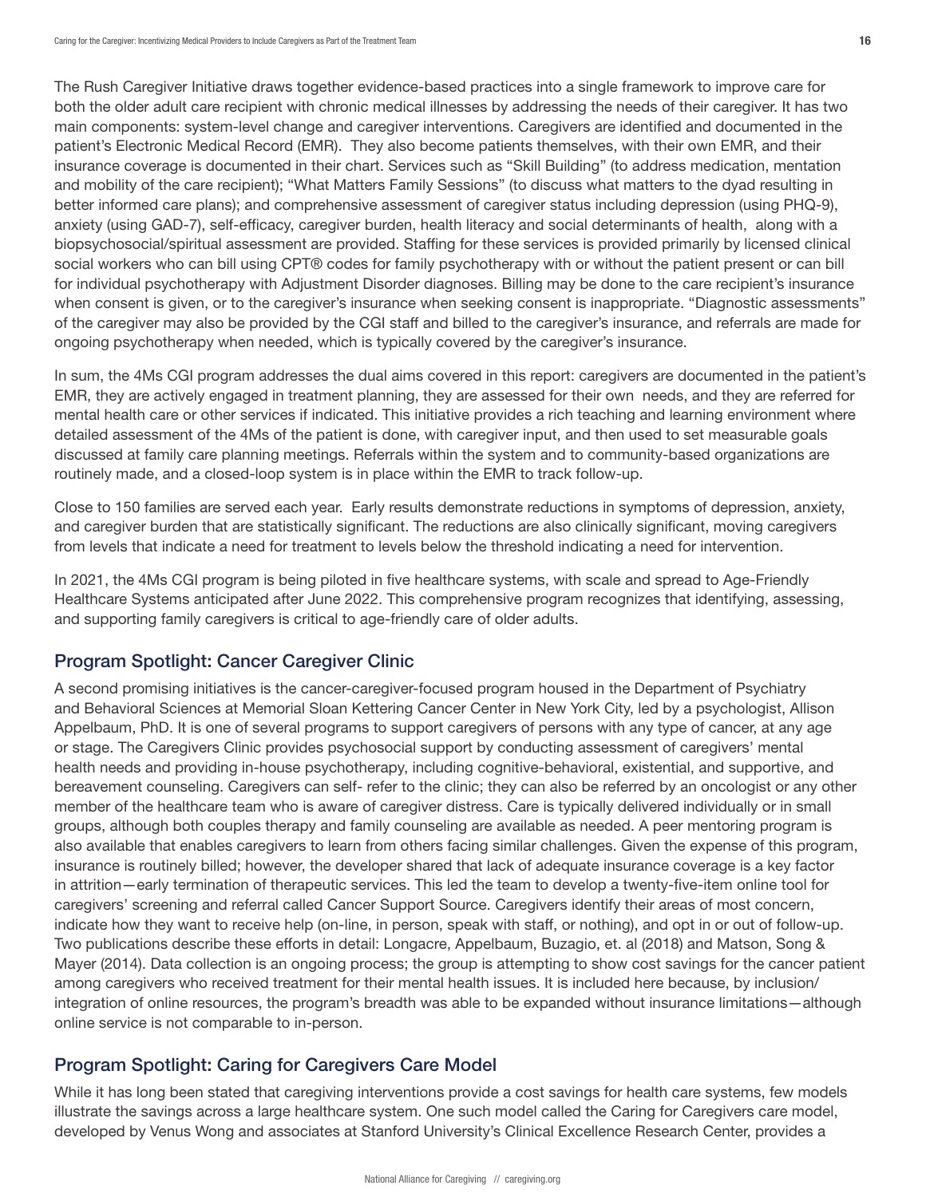The Rush Caregiver Initiative draws together evidence-based practices into a single framework to improve care for both the older adult care recipient with chronic medical illnesses by addressing the needs of their caregiver. It has two main components: system-level change and caregiver interventions. Caregivers are identified and documented in the patient's Electronic Medical Record (EMR). They also become patients themselves, with their own EMR, and their insurance coverage is documented in their chart. Services such as "Skill Building" (to address medication, mentation and mobility of the care recipient); "What Matters Family Sessions" (to discuss what matters to the dyad resulting in better informed care plans); and comprehensive assessment of caregiver status including depression (using PHQ-9), anxiety (using GAD-7), self-efficacy, caregiver burden, health literacy and social determinants of health, along with a biopsychosocial/spiritual assessment are provided. Staffing for these services is provided primarily by licensed clinical social workers who can bill using CPT® codes for family psychotherapy with or without the patient present or can bill for individual psychotherapy with Adjustment Disorder diagnoses. Billing may be done to the care recipient's insurance when consent is given, or to the caregiver's insurance when seeking consent is inappropriate. "Diagnostic assessments" of the caregiver may also be provided by the CGI staff and billed to the caregiver's insurance, and referrals are made for ongoing psychotherapy when needed, which is typically covered by the caregiver's insurance.

In sum, the 4Ms CGI program addresses the dual aims covered in this report: caregivers are documented in the patient's EMR, they are actively engaged in treatment planning, they are assessed for their own needs, and they are referred for mental health care or other services if indicated. This initiative provides a rich teaching and learning environment where detailed assessment of the 4Ms of the patient is done, with caregiver input, and then used to set measurable goals discussed at family care planning meetings. Referrals within the system and to community-based organizations are routinely made, and a closed-loop system is in place within the EMR to track follow-up.

Close to 150 families are served each year. Early results demonstrate reductions in symptoms of depression, anxiety, and caregiver burden that are statistically significant. The reductions are also clinically significant, moving caregivers from levels that indicate a need for treatment to levels below the threshold indicating a need for intervention.

In 2021, the 4Ms CGI program is being piloted in five healthcare systems, with scale and spread to Age-Friendly Healthcare Systems anticipated after June 2022. This comprehensive program recognizes that identifying, assessing, and supporting family caregivers is critical to age-friendly care of older adults.

## Program Spotlight: Cancer Caregiver Clinic

A second promising initiatives is the cancer-caregiver-focused program housed in the Department of Psychiatry and Behavioral Sciences at Memorial Sloan Kettering Cancer Center in New York City, led by a psychologist, Allison Appelbaum, PhD. It is one of several programs to support caregivers of persons with any type of cancer, at any age or stage. The Caregivers Clinic provides psychosocial support by conducting assessment of caregivers' mental health needs and providing in-house psychotherapy, including cognitive-behavioral, existential, and supportive, and bereavement counseling. Caregivers can self- refer to the clinic; they can also be referred by an oncologist or any other member of the healthcare team who is aware of caregiver distress. Care is typically delivered individually or in small groups, although both couples therapy and family counseling are available as needed. A peer mentoring program is also available that enables caregivers to learn from others facing similar challenges. Given the expense of this program, insurance is routinely billed; however, the developer shared that lack of adequate insurance coverage is a key factor in attrition—early termination of therapeutic services. This led the team to develop a twenty-five-item online tool for caregivers' screening and referral called Cancer Support Source. Caregivers identify their areas of most concern, indicate how they want to receive help (on-line, in person, speak with staff, or nothing), and opt in or out of follow-up. Two publications describe these efforts in detail: Longacre, Appelbaum, Buzagio, et. al (2018) and Matson, Song & Mayer (2014). Data collection is an ongoing process; the group is attempting to show cost savings for the cancer patient among caregivers who received treatment for their mental health issues. It is included here because, by inclusion/integration of online resources, the program's breadth was able to be expanded without insurance limitations—although online service is not comparable to in-person.

## Program Spotlight: Caring for Caregivers Care Model

While it has long been stated that caregiving interventions provide a cost savings for health care systems, few models illustrate the savings across a large healthcare system. One such model called the Caring for Caregivers care model, developed by Venus Wong and associates at Stanford University's Clinical Excellence Research Center, provides a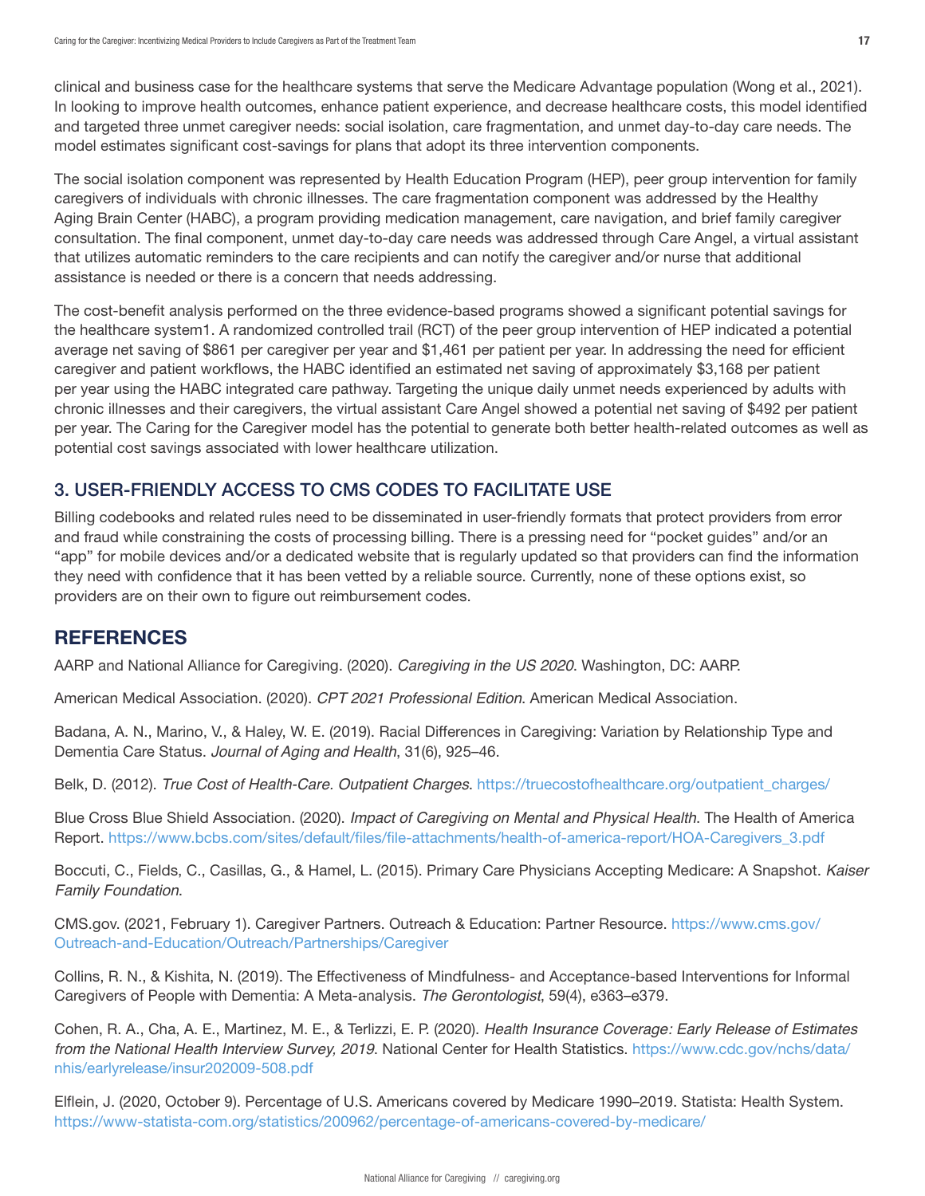clinical and business case for the healthcare systems that serve the Medicare Advantage population (Wong et al., 2021). In looking to improve health outcomes, enhance patient experience, and decrease healthcare costs, this model identified and targeted three unmet caregiver needs: social isolation, care fragmentation, and unmet day-to-day care needs. The model estimates significant cost-savings for plans that adopt its three intervention components.

The social isolation component was represented by Health Education Program (HEP), peer group intervention for family caregivers of individuals with chronic illnesses. The care fragmentation component was addressed by the Healthy Aging Brain Center (HABC), a program providing medication management, care navigation, and brief family caregiver consultation. The final component, unmet day-to-day care needs was addressed through Care Angel, a virtual assistant that utilizes automatic reminders to the care recipients and can notify the caregiver and/or nurse that additional assistance is needed or there is a concern that needs addressing.

The cost-benefit analysis performed on the three evidence-based programs showed a significant potential savings for the healthcare system1. A randomized controlled trail (RCT) of the peer group intervention of HEP indicated a potential average net saving of $861 per caregiver per year and $1,461 per patient per year. In addressing the need for efficient caregiver and patient workflows, the HABC identified an estimated net saving of approximately $3,168 per patient per year using the HABC integrated care pathway. Targeting the unique daily unmet needs experienced by adults with chronic illnesses and their caregivers, the virtual assistant Care Angel showed a potential net saving of $492 per patient per year. The Caring for the Caregiver model has the potential to generate both better health-related outcomes as well as potential cost savings associated with lower healthcare utilization.

### 3. USER-FRIENDLY ACCESS TO CMS CODES TO FACILITATE USE

Billing codebooks and related rules need to be disseminated in user-friendly formats that protect providers from error and fraud while constraining the costs of processing billing. There is a pressing need for "pocket guides" and/or an "app" for mobile devices and/or a dedicated website that is regularly updated so that providers can find the information they need with confidence that it has been vetted by a reliable source. Currently, none of these options exist, so providers are on their own to figure out reimbursement codes.

## REFERENCES

AARP and National Alliance for Caregiving. (2020). *Caregiving in the US 2020*. Washington, DC: AARP.

American Medical Association. (2020). *CPT 2021 Professional Edition*. American Medical Association.

Badana, A. N., Marino, V., & Haley, W. E. (2019). Racial Differences in Caregiving: Variation by Relationship Type and Dementia Care Status. *Journal of Aging and Health*, 31(6), 925–46.

Belk, D. (2012). *True Cost of Health-Care. Outpatient Charges*. https://truecostofhealthcare.org/outpatient_charges/

Blue Cross Blue Shield Association. (2020). *Impact of Caregiving on Mental and Physical Health*. The Health of America Report. https://www.bcbs.com/sites/default/files/file-attachments/health-of-america-report/HOA-Caregivers_3.pdf

Boccuti, C., Fields, C., Casillas, G., & Hamel, L. (2015). Primary Care Physicians Accepting Medicare: A Snapshot. *Kaiser Family Foundation*.

CMS.gov. (2021, February 1). Caregiver Partners. Outreach & Education: Partner Resource. https://www.cms.gov/Outreach-and-Education/Outreach/Partnerships/Caregiver

Collins, R. N., & Kishita, N. (2019). The Effectiveness of Mindfulness- and Acceptance-based Interventions for Informal Caregivers of People with Dementia: A Meta-analysis. *The Gerontologist*, 59(4), e363–e379.

Cohen, R. A., Cha, A. E., Martinez, M. E., & Terlizzi, E. P. (2020). *Health Insurance Coverage: Early Release of Estimates from the National Health Interview Survey, 2019*. National Center for Health Statistics. https://www.cdc.gov/nchs/data/nhis/earlyrelease/insur202009-508.pdf

Elflein, J. (2020, October 9). Percentage of U.S. Americans covered by Medicare 1990–2019. Statista: Health System. https://www-statista-com.org/statistics/200962/percentage-of-americans-covered-by-medicare/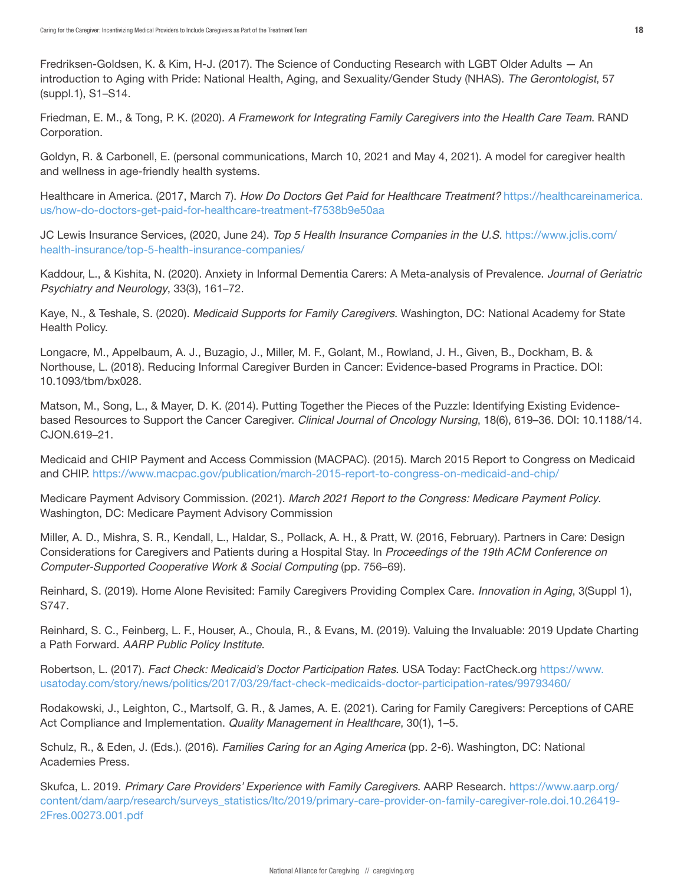Fredriksen-Goldsen, K. & Kim, H-J. (2017). The Science of Conducting Research with LGBT Older Adults — An introduction to Aging with Pride: National Health, Aging, and Sexuality/Gender Study (NHAS). *The Gerontologist*, 57 (suppl.1), S1–S14.

Friedman, E. M., & Tong, P. K. (2020). *A Framework for Integrating Family Caregivers into the Health Care Team*. RAND Corporation.

Goldyn, R. & Carbonell, E. (personal communications, March 10, 2021 and May 4, 2021). A model for caregiver health and wellness in age-friendly health systems.

Healthcare in America. (2017, March 7). *How Do Doctors Get Paid for Healthcare Treatment?* https://healthcareinamerica.us/how-do-doctors-get-paid-for-healthcare-treatment-f7538b9e50aa

JC Lewis Insurance Services, (2020, June 24). *Top 5 Health Insurance Companies in the U.S*. https://www.jclis.com/health-insurance/top-5-health-insurance-companies/

Kaddour, L., & Kishita, N. (2020). Anxiety in Informal Dementia Carers: A Meta-analysis of Prevalence. *Journal of Geriatric Psychiatry and Neurology*, 33(3), 161–72.

Kaye, N., & Teshale, S. (2020). *Medicaid Supports for Family Caregivers*. Washington, DC: National Academy for State Health Policy.

Longacre, M., Appelbaum, A. J., Buzagio, J., Miller, M. F., Golant, M., Rowland, J. H., Given, B., Dockham, B. & Northouse, L. (2018). Reducing Informal Caregiver Burden in Cancer: Evidence-based Programs in Practice. DOI: 10.1093/tbm/bx028.

Matson, M., Song, L., & Mayer, D. K. (2014). Putting Together the Pieces of the Puzzle: Identifying Existing Evidence-based Resources to Support the Cancer Caregiver. *Clinical Journal of Oncology Nursing*, 18(6), 619–36. DOI: 10.1188/14.CJON.619–21.

Medicaid and CHIP Payment and Access Commission (MACPAC). (2015). March 2015 Report to Congress on Medicaid and CHIP. https://www.macpac.gov/publication/march-2015-report-to-congress-on-medicaid-and-chip/

Medicare Payment Advisory Commission. (2021). *March 2021 Report to the Congress: Medicare Payment Policy*. Washington, DC: Medicare Payment Advisory Commission

Miller, A. D., Mishra, S. R., Kendall, L., Haldar, S., Pollack, A. H., & Pratt, W. (2016, February). Partners in Care: Design Considerations for Caregivers and Patients during a Hospital Stay. In *Proceedings of the 19th ACM Conference on Computer-Supported Cooperative Work & Social Computing* (pp. 756–69).

Reinhard, S. (2019). Home Alone Revisited: Family Caregivers Providing Complex Care. *Innovation in Aging*, 3(Suppl 1), S747.

Reinhard, S. C., Feinberg, L. F., Houser, A., Choula, R., & Evans, M. (2019). Valuing the Invaluable: 2019 Update Charting a Path Forward. *AARP Public Policy Institute*.

Robertson, L. (2017). *Fact Check: Medicaid's Doctor Participation Rates*. USA Today: FactCheck.org https://www.usatoday.com/story/news/politics/2017/03/29/fact-check-medicaids-doctor-participation-rates/99793460/

Rodakowski, J., Leighton, C., Martsolf, G. R., & James, A. E. (2021). Caring for Family Caregivers: Perceptions of CARE Act Compliance and Implementation. *Quality Management in Healthcare*, 30(1), 1–5.

Schulz, R., & Eden, J. (Eds.). (2016). *Families Caring for an Aging America* (pp. 2-6). Washington, DC: National Academies Press.

Skufca, L. 2019. *Primary Care Providers' Experience with Family Caregivers*. AARP Research. https://www.aarp.org/content/dam/aarp/research/surveys_statistics/ltc/2019/primary-care-provider-on-family-caregiver-role.doi.10.26419-2Fres.00273.001.pdf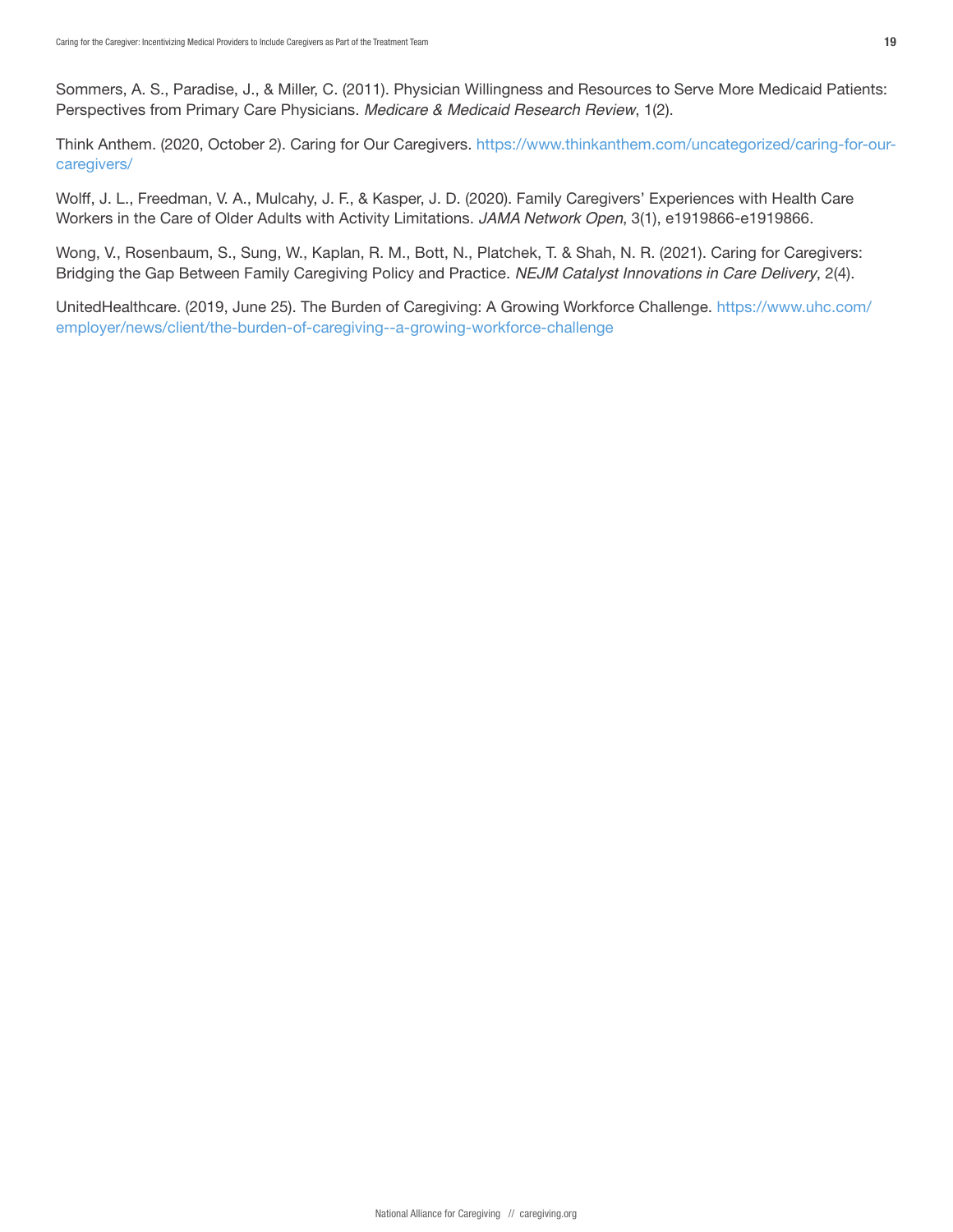Sommers, A. S., Paradise, J., & Miller, C. (2011). Physician Willingness and Resources to Serve More Medicaid Patients: Perspectives from Primary Care Physicians. *Medicare & Medicaid Research Review*, 1(2).

Think Anthem. (2020, October 2). Caring for Our Caregivers. https://www.thinkanthem.com/uncategorized/caring-for-our-caregivers/

Wolff, J. L., Freedman, V. A., Mulcahy, J. F., & Kasper, J. D. (2020). Family Caregivers' Experiences with Health Care Workers in the Care of Older Adults with Activity Limitations. *JAMA Network Open*, 3(1), e1919866-e1919866.

Wong, V., Rosenbaum, S., Sung, W., Kaplan, R. M., Bott, N., Platchek, T. & Shah, N. R. (2021). Caring for Caregivers: Bridging the Gap Between Family Caregiving Policy and Practice. *NEJM Catalyst Innovations in Care Delivery*, 2(4).

UnitedHealthcare. (2019, June 25). The Burden of Caregiving: A Growing Workforce Challenge. https://www.uhc.com/employer/news/client/the-burden-of-caregiving--a-growing-workforce-challenge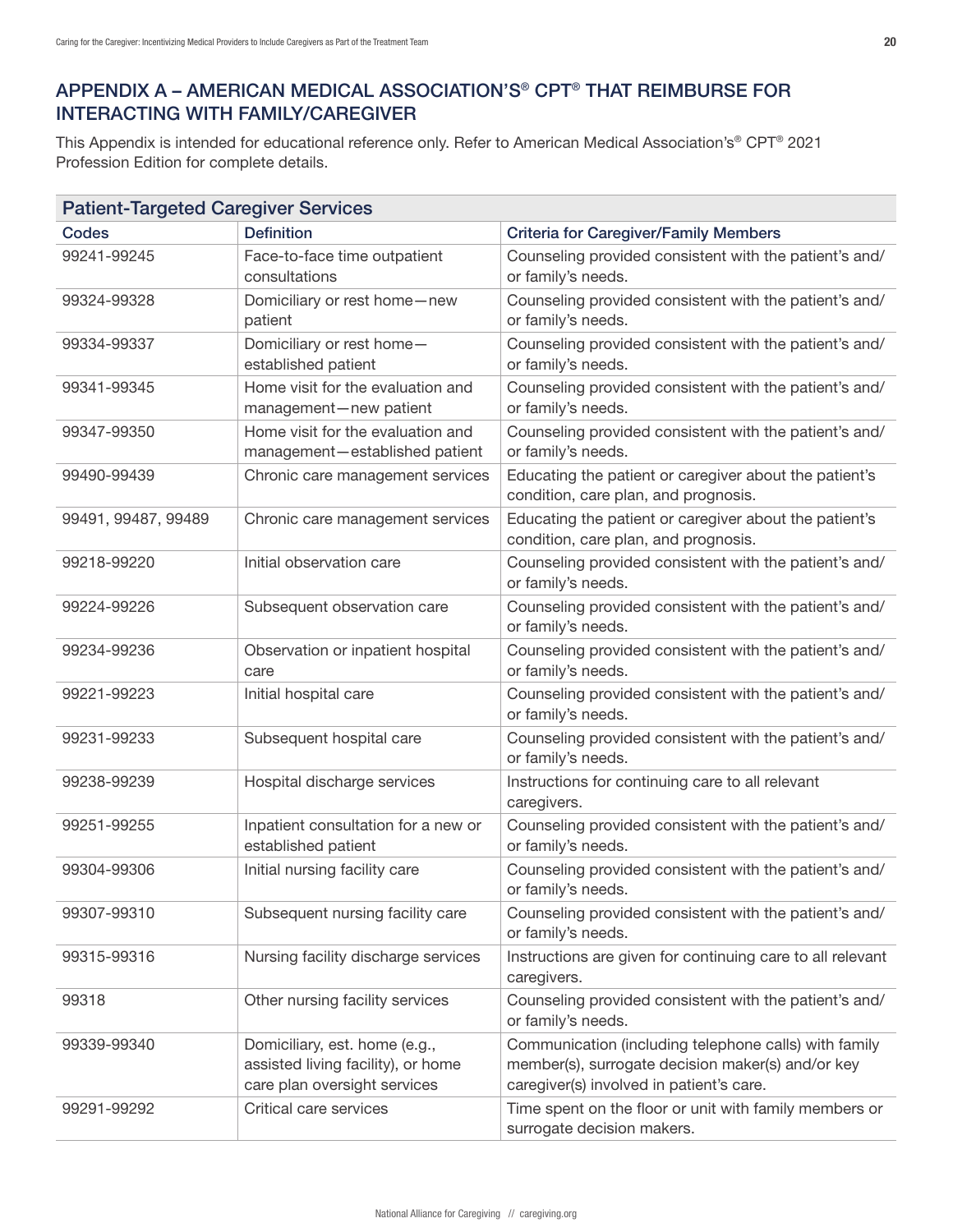## APPENDIX A – AMERICAN MEDICAL ASSOCIATION'S® CPT® THAT REIMBURSE FOR INTERACTING WITH FAMILY/CAREGIVER

This Appendix is intended for educational reference only. Refer to American Medical Association's® CPT® 2021 Profession Edition for complete details.

| Patient-Targeted Caregiver Services | | |
|---|---|---|
| **Codes** | **Definition** | **Criteria for Caregiver/Family Members** |
| 99241-99245 | Face-to-face time outpatient consultations | Counseling provided consistent with the patient's and/or family's needs. |
| 99324-99328 | Domiciliary or rest home—new patient | Counseling provided consistent with the patient's and/or family's needs. |
| 99334-99337 | Domiciliary or rest home—established patient | Counseling provided consistent with the patient's and/or family's needs. |
| 99341-99345 | Home visit for the evaluation and management—new patient | Counseling provided consistent with the patient's and/or family's needs. |
| 99347-99350 | Home visit for the evaluation and management—established patient | Counseling provided consistent with the patient's and/or family's needs. |
| 99490-99439 | Chronic care management services | Educating the patient or caregiver about the patient's condition, care plan, and prognosis. |
| 99491, 99487, 99489 | Chronic care management services | Educating the patient or caregiver about the patient's condition, care plan, and prognosis. |
| 99218-99220 | Initial observation care | Counseling provided consistent with the patient's and/or family's needs. |
| 99224-99226 | Subsequent observation care | Counseling provided consistent with the patient's and/or family's needs. |
| 99234-99236 | Observation or inpatient hospital care | Counseling provided consistent with the patient's and/or family's needs. |
| 99221-99223 | Initial hospital care | Counseling provided consistent with the patient's and/or family's needs. |
| 99231-99233 | Subsequent hospital care | Counseling provided consistent with the patient's and/or family's needs. |
| 99238-99239 | Hospital discharge services | Instructions for continuing care to all relevant caregivers. |
| 99251-99255 | Inpatient consultation for a new or established patient | Counseling provided consistent with the patient's and/or family's needs. |
| 99304-99306 | Initial nursing facility care | Counseling provided consistent with the patient's and/or family's needs. |
| 99307-99310 | Subsequent nursing facility care | Counseling provided consistent with the patient's and/or family's needs. |
| 99315-99316 | Nursing facility discharge services | Instructions are given for continuing care to all relevant caregivers. |
| 99318 | Other nursing facility services | Counseling provided consistent with the patient's and/or family's needs. |
| 99339-99340 | Domiciliary, est. home (e.g., assisted living facility), or home care plan oversight services | Communication (including telephone calls) with family member(s), surrogate decision maker(s) and/or key caregiver(s) involved in patient's care. |
| 99291-99292 | Critical care services | Time spent on the floor or unit with family members or surrogate decision makers. |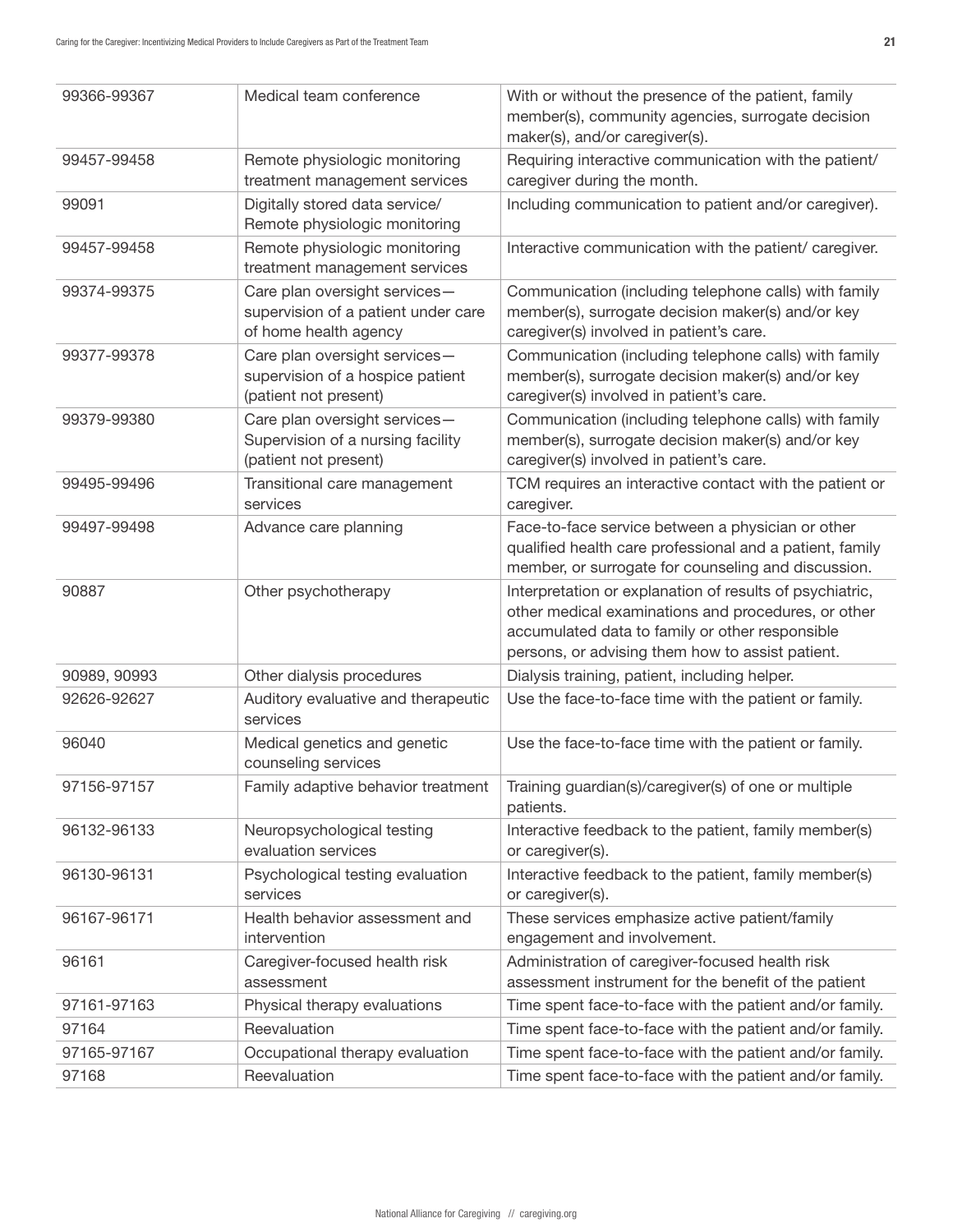| | | |
|---|---|---|
| 99366-99367 | Medical team conference | With or without the presence of the patient, family member(s), community agencies, surrogate decision maker(s), and/or caregiver(s). |
| 99457-99458 | Remote physiologic monitoring treatment management services | Requiring interactive communication with the patient/ caregiver during the month. |
| 99091 | Digitally stored data service/ Remote physiologic monitoring | Including communication to patient and/or caregiver). |
| 99457-99458 | Remote physiologic monitoring treatment management services | Interactive communication with the patient/ caregiver. |
| 99374-99375 | Care plan oversight services—supervision of a patient under care of home health agency | Communication (including telephone calls) with family member(s), surrogate decision maker(s) and/or key caregiver(s) involved in patient's care. |
| 99377-99378 | Care plan oversight services—supervision of a hospice patient (patient not present) | Communication (including telephone calls) with family member(s), surrogate decision maker(s) and/or key caregiver(s) involved in patient's care. |
| 99379-99380 | Care plan oversight services—Supervision of a nursing facility (patient not present) | Communication (including telephone calls) with family member(s), surrogate decision maker(s) and/or key caregiver(s) involved in patient's care. |
| 99495-99496 | Transitional care management services | TCM requires an interactive contact with the patient or caregiver. |
| 99497-99498 | Advance care planning | Face-to-face service between a physician or other qualified health care professional and a patient, family member, or surrogate for counseling and discussion. |
| 90887 | Other psychotherapy | Interpretation or explanation of results of psychiatric, other medical examinations and procedures, or other accumulated data to family or other responsible persons, or advising them how to assist patient. |
| 90989, 90993 | Other dialysis procedures | Dialysis training, patient, including helper. |
| 92626-92627 | Auditory evaluative and therapeutic services | Use the face-to-face time with the patient or family. |
| 96040 | Medical genetics and genetic counseling services | Use the face-to-face time with the patient or family. |
| 97156-97157 | Family adaptive behavior treatment | Training guardian(s)/caregiver(s) of one or multiple patients. |
| 96132-96133 | Neuropsychological testing evaluation services | Interactive feedback to the patient, family member(s) or caregiver(s). |
| 96130-96131 | Psychological testing evaluation services | Interactive feedback to the patient, family member(s) or caregiver(s). |
| 96167-96171 | Health behavior assessment and intervention | These services emphasize active patient/family engagement and involvement. |
| 96161 | Caregiver-focused health risk assessment | Administration of caregiver-focused health risk assessment instrument for the benefit of the patient |
| 97161-97163 | Physical therapy evaluations | Time spent face-to-face with the patient and/or family. |
| 97164 | Reevaluation | Time spent face-to-face with the patient and/or family. |
| 97165-97167 | Occupational therapy evaluation | Time spent face-to-face with the patient and/or family. |
| 97168 | Reevaluation | Time spent face-to-face with the patient and/or family. |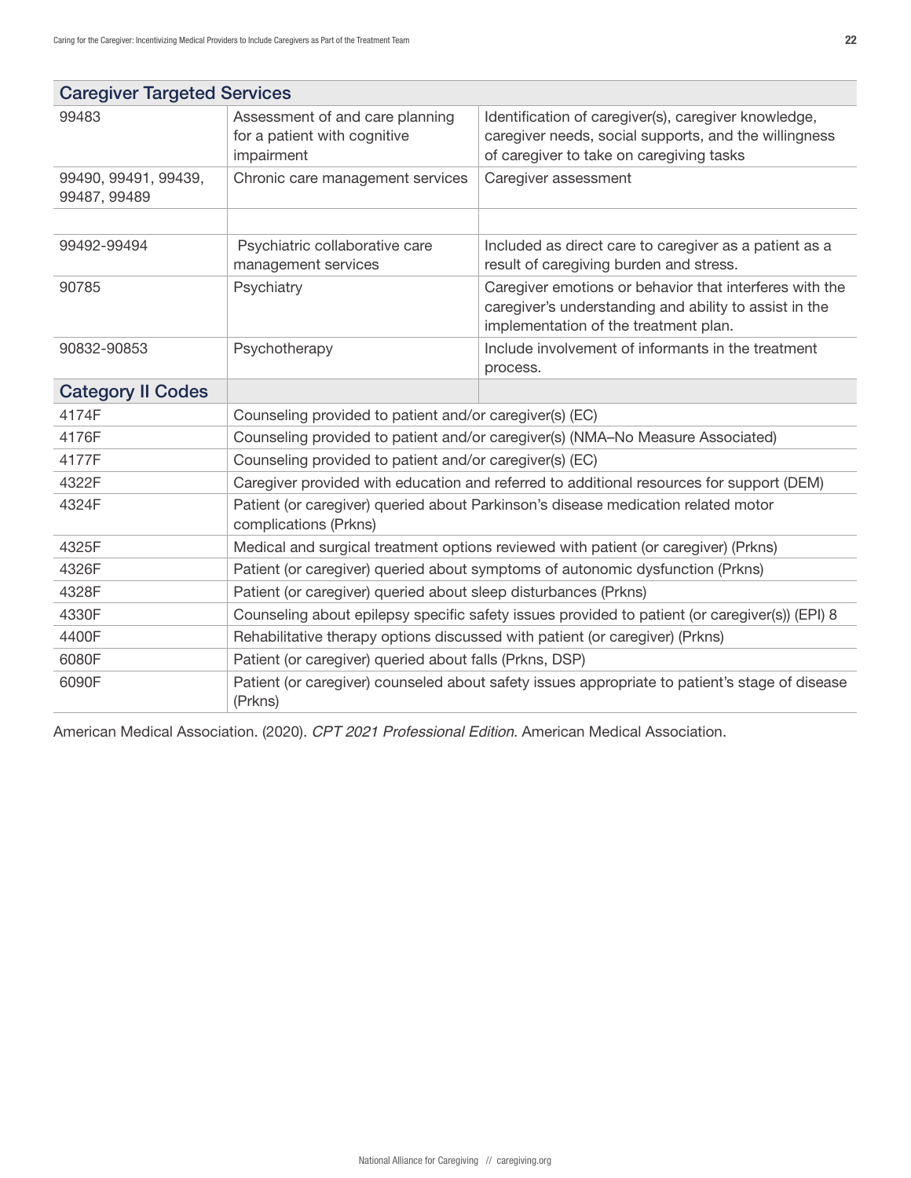| Caregiver Targeted Services | | |
|---|---|---|
| 99483 | Assessment of and care planning for a patient with cognitive impairment | Identification of caregiver(s), caregiver knowledge, caregiver needs, social supports, and the willingness of caregiver to take on caregiving tasks |
| 99490, 99491, 99439, 99487, 99489 | Chronic care management services | Caregiver assessment |
| | | |
| 99492-99494 | Psychiatric collaborative care management services | Included as direct care to caregiver as a patient as a result of caregiving burden and stress. |
| 90785 | Psychiatry | Caregiver emotions or behavior that interferes with the caregiver's understanding and ability to assist in the implementation of the treatment plan. |
| 90832-90853 | Psychotherapy | Include involvement of informants in the treatment process. |
| **Category II Codes** | | |
| 4174F | Counseling provided to patient and/or caregiver(s) (EC) | |
| 4176F | Counseling provided to patient and/or caregiver(s) (NMA–No Measure Associated) | |
| 4177F | Counseling provided to patient and/or caregiver(s) (EC) | |
| 4322F | Caregiver provided with education and referred to additional resources for support (DEM) | |
| 4324F | Patient (or caregiver) queried about Parkinson's disease medication related motor complications (Prkns) | |
| 4325F | Medical and surgical treatment options reviewed with patient (or caregiver) (Prkns) | |
| 4326F | Patient (or caregiver) queried about symptoms of autonomic dysfunction (Prkns) | |
| 4328F | Patient (or caregiver) queried about sleep disturbances (Prkns) | |
| 4330F | Counseling about epilepsy specific safety issues provided to patient (or caregiver(s)) (EPI) 8 | |
| 4400F | Rehabilitative therapy options discussed with patient (or caregiver) (Prkns) | |
| 6080F | Patient (or caregiver) queried about falls (Prkns, DSP) | |
| 6090F | Patient (or caregiver) counseled about safety issues appropriate to patient's stage of disease (Prkns) | |

American Medical Association. (2020). *CPT 2021 Professional Edition*. American Medical Association.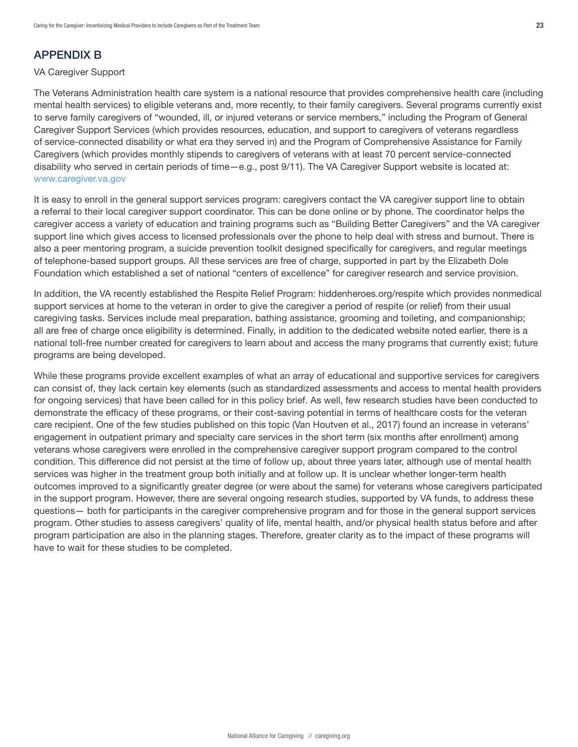## APPENDIX B

VA Caregiver Support

The Veterans Administration health care system is a national resource that provides comprehensive health care (including mental health services) to eligible veterans and, more recently, to their family caregivers. Several programs currently exist to serve family caregivers of "wounded, ill, or injured veterans or service members," including the Program of General Caregiver Support Services (which provides resources, education, and support to caregivers of veterans regardless of service-connected disability or what era they served in) and the Program of Comprehensive Assistance for Family Caregivers (which provides monthly stipends to caregivers of veterans with at least 70 percent service-connected disability who served in certain periods of time—e.g., post 9/11). The VA Caregiver Support website is located at: www.caregiver.va.gov

It is easy to enroll in the general support services program: caregivers contact the VA caregiver support line to obtain a referral to their local caregiver support coordinator. This can be done online or by phone. The coordinator helps the caregiver access a variety of education and training programs such as "Building Better Caregivers" and the VA caregiver support line which gives access to licensed professionals over the phone to help deal with stress and burnout. There is also a peer mentoring program, a suicide prevention toolkit designed specifically for caregivers, and regular meetings of telephone-based support groups. All these services are free of charge, supported in part by the Elizabeth Dole Foundation which established a set of national "centers of excellence" for caregiver research and service provision.

In addition, the VA recently established the Respite Relief Program: hiddenheroes.org/respite which provides nonmedical support services at home to the veteran in order to give the caregiver a period of respite (or relief) from their usual caregiving tasks. Services include meal preparation, bathing assistance, grooming and toileting, and companionship; all are free of charge once eligibility is determined. Finally, in addition to the dedicated website noted earlier, there is a national toll-free number created for caregivers to learn about and access the many programs that currently exist; future programs are being developed.

While these programs provide excellent examples of what an array of educational and supportive services for caregivers can consist of, they lack certain key elements (such as standardized assessments and access to mental health providers for ongoing services) that have been called for in this policy brief. As well, few research studies have been conducted to demonstrate the efficacy of these programs, or their cost-saving potential in terms of healthcare costs for the veteran care recipient. One of the few studies published on this topic (Van Houtven et al., 2017) found an increase in veterans' engagement in outpatient primary and specialty care services in the short term (six months after enrollment) among veterans whose caregivers were enrolled in the comprehensive caregiver support program compared to the control condition. This difference did not persist at the time of follow up, about three years later, although use of mental health services was higher in the treatment group both initially and at follow up. It is unclear whether longer-term health outcomes improved to a significantly greater degree (or were about the same) for veterans whose caregivers participated in the support program. However, there are several ongoing research studies, supported by VA funds, to address these questions— both for participants in the caregiver comprehensive program and for those in the general support services program. Other studies to assess caregivers' quality of life, mental health, and/or physical health status before and after program participation are also in the planning stages. Therefore, greater clarity as to the impact of these programs will have to wait for these studies to be completed.